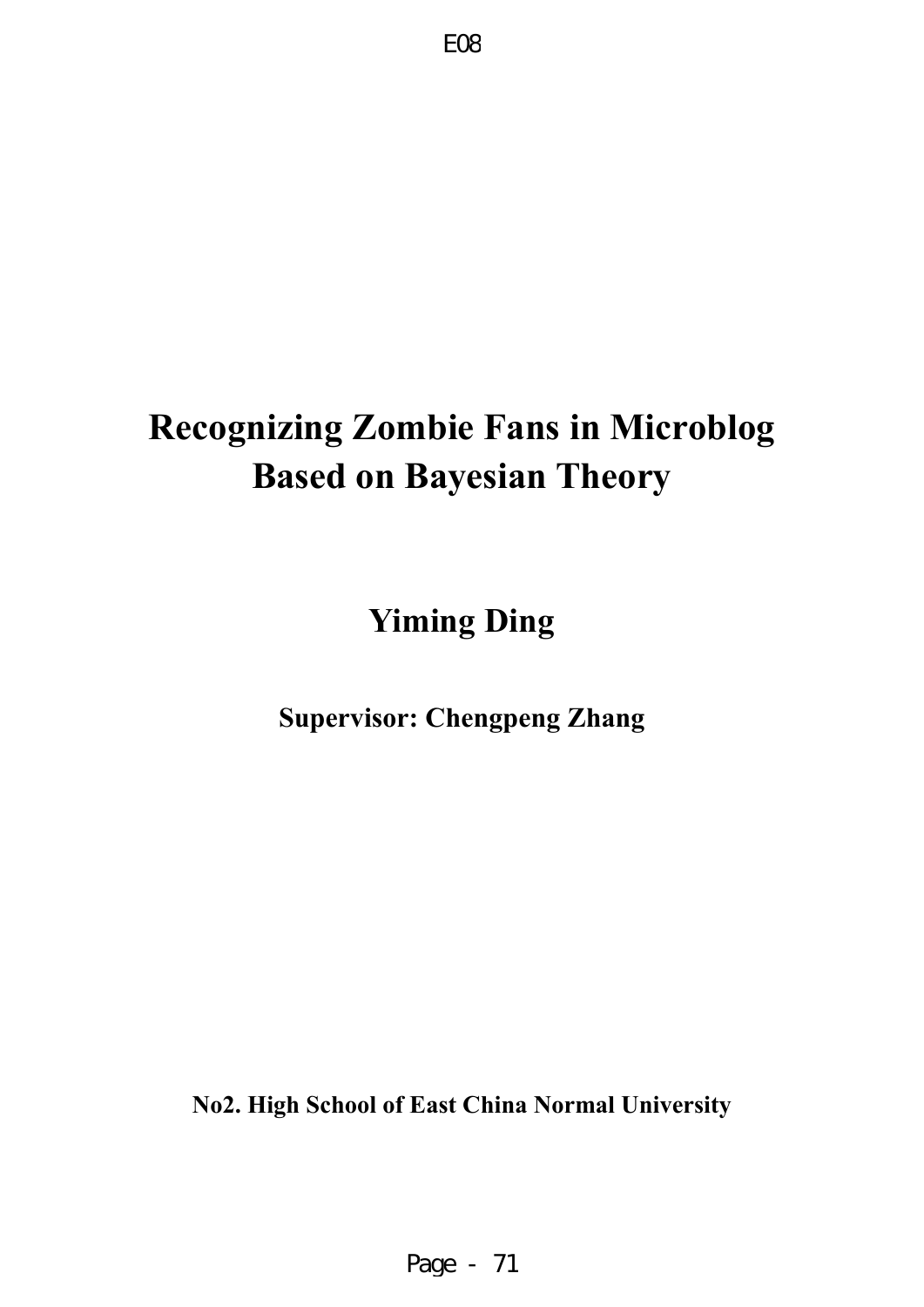# Recognizing Zombie Fans in Microblog Based on Bayesian Theory

**Yiming Ding**

**Supervisor: Chengpeng Zhang**

**No2. High School of East China Normal University**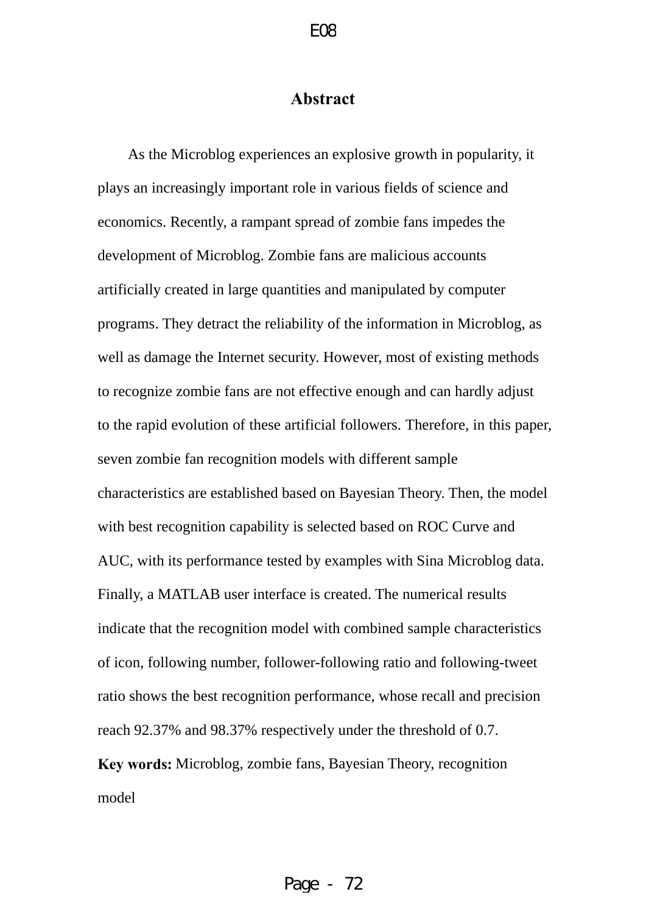# Abstract

As the Microblog experiences an explosive growth in popularity, it plays an increasingly important role in various fields of science and economics. Recently, a rampant spread of zombie fans impedes the development of Microblog. Zombie fans are malicious accounts artificially created in large quantities and manipulated by computer programs. They detract the reliability of the information in Microblog, as well as damage the Internet security. However, most of existing methods to recognize zombie fans are not effective enough and can hardly adjust to the rapid evolution of these artificial followers. Therefore, in this paper, seven zombie fan recognition models with different sample characteristics are established based on Bayesian Theory. Then, the model with best recognition capability is selected based on ROC Curve and AUC, with its performance tested by examples with Sina Microblog data. Finally, a MATLAB user interface is created. The numerical results indicate that the recognition model with combined sample characteristics of icon, following number, follower-following ratio and following-tweet ratio shows the best recognition performance, whose recall and precision reach 92.37% and 98.37% respectively under the threshold of 0.7.

**Key words:** Microblog, zombie fans, Bayesian Theory, recognition model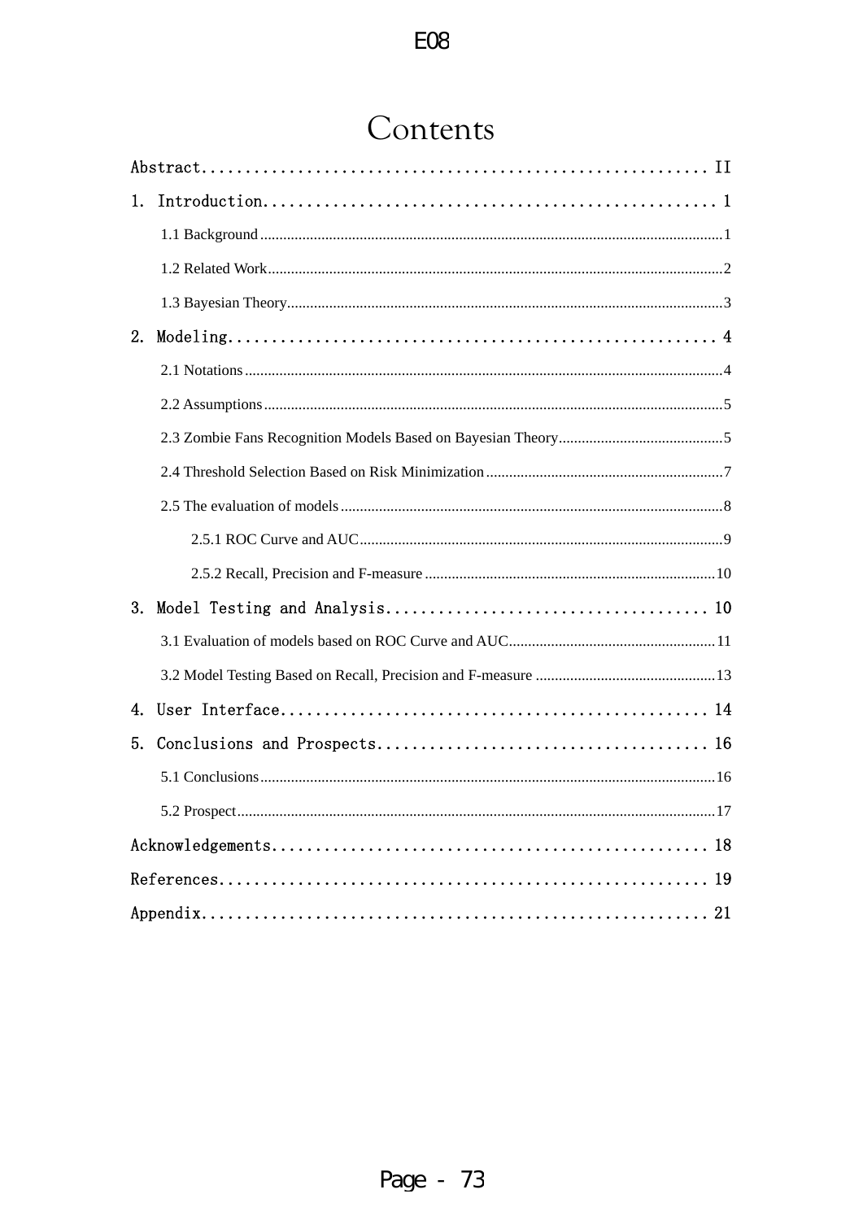# Contents

Abstract ........................................................ II

1. Introduction ................................................. 1

  1.1 Background ................................................ 1

  1.2 Related Work .............................................. 2

  1.3 Bayesian Theory ........................................... 3

2. Modeling ..................................................... 4

  2.1 Notations ................................................. 4

  2.2 Assumptions ............................................... 5

  2.3 Zombie Fans Recognition Models Based on Bayesian Theory ... 5

  2.4 Threshold Selection Based on Risk Minimization ............ 7

  2.5 The evaluation of models .................................. 8

    2.5.1 ROC Curve and AUC ..................................... 9

    2.5.2 Recall, Precision and F-measure ....................... 10

3. Model Testing and Analysis ................................... 10

  3.1 Evaluation of models based on ROC Curve and AUC ........... 11

  3.2 Model Testing Based on Recall, Precision and F-measure .... 13

4. User Interface ............................................... 14

5. Conclusions and Prospects .................................... 16

  5.1 Conclusions ............................................... 16

  5.2 Prospect .................................................. 17

Acknowledgements ................................................ 18

References ...................................................... 19

Appendix ........................................................ 21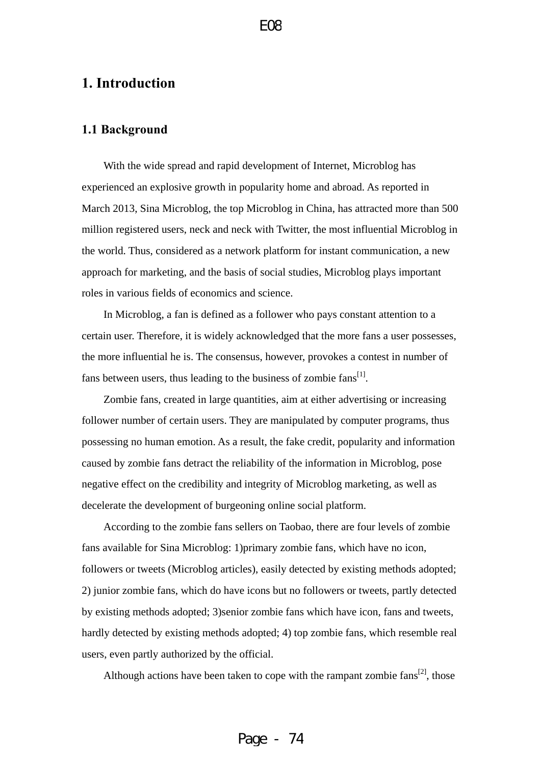# 1. Introduction

## 1.1 Background

With the wide spread and rapid development of Internet, Microblog has experienced an explosive growth in popularity home and abroad. As reported in March 2013, Sina Microblog, the top Microblog in China, has attracted more than 500 million registered users, neck and neck with Twitter, the most influential Microblog in the world. Thus, considered as a network platform for instant communication, a new approach for marketing, and the basis of social studies, Microblog plays important roles in various fields of economics and science.

In Microblog, a fan is defined as a follower who pays constant attention to a certain user. Therefore, it is widely acknowledged that the more fans a user possesses, the more influential he is. The consensus, however, provokes a contest in number of fans between users, thus leading to the business of zombie fans[1].

Zombie fans, created in large quantities, aim at either advertising or increasing follower number of certain users. They are manipulated by computer programs, thus possessing no human emotion. As a result, the fake credit, popularity and information caused by zombie fans detract the reliability of the information in Microblog, pose negative effect on the credibility and integrity of Microblog marketing, as well as decelerate the development of burgeoning online social platform.

According to the zombie fans sellers on Taobao, there are four levels of zombie fans available for Sina Microblog: 1)primary zombie fans, which have no icon, followers or tweets (Microblog articles), easily detected by existing methods adopted; 2) junior zombie fans, which do have icons but no followers or tweets, partly detected by existing methods adopted; 3)senior zombie fans which have icon, fans and tweets, hardly detected by existing methods adopted; 4) top zombie fans, which resemble real users, even partly authorized by the official.

Although actions have been taken to cope with the rampant zombie fans[2], those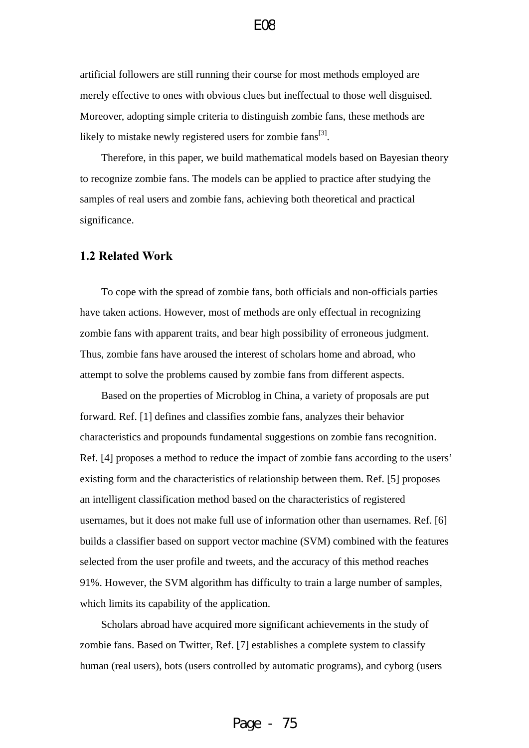artificial followers are still running their course for most methods employed are merely effective to ones with obvious clues but ineffectual to those well disguised. Moreover, adopting simple criteria to distinguish zombie fans, these methods are likely to mistake newly registered users for zombie fans[3].

Therefore, in this paper, we build mathematical models based on Bayesian theory to recognize zombie fans. The models can be applied to practice after studying the samples of real users and zombie fans, achieving both theoretical and practical significance.

## 1.2 Related Work

To cope with the spread of zombie fans, both officials and non-officials parties have taken actions. However, most of methods are only effectual in recognizing zombie fans with apparent traits, and bear high possibility of erroneous judgment. Thus, zombie fans have aroused the interest of scholars home and abroad, who attempt to solve the problems caused by zombie fans from different aspects.

Based on the properties of Microblog in China, a variety of proposals are put forward. Ref. [1] defines and classifies zombie fans, analyzes their behavior characteristics and propounds fundamental suggestions on zombie fans recognition. Ref. [4] proposes a method to reduce the impact of zombie fans according to the users' existing form and the characteristics of relationship between them. Ref. [5] proposes an intelligent classification method based on the characteristics of registered usernames, but it does not make full use of information other than usernames. Ref. [6] builds a classifier based on support vector machine (SVM) combined with the features selected from the user profile and tweets, and the accuracy of this method reaches 91%. However, the SVM algorithm has difficulty to train a large number of samples, which limits its capability of the application.

Scholars abroad have acquired more significant achievements in the study of zombie fans. Based on Twitter, Ref. [7] establishes a complete system to classify human (real users), bots (users controlled by automatic programs), and cyborg (users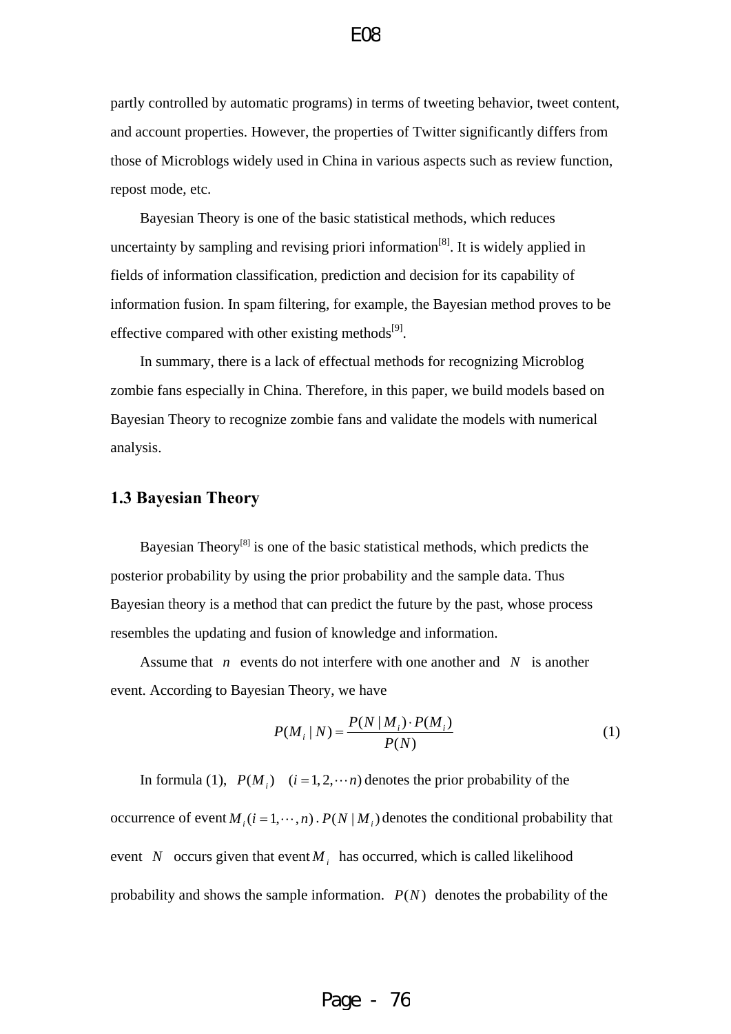partly controlled by automatic programs) in terms of tweeting behavior, tweet content, and account properties. However, the properties of Twitter significantly differs from those of Microblogs widely used in China in various aspects such as review function, repost mode, etc.

Bayesian Theory is one of the basic statistical methods, which reduces uncertainty by sampling and revising priori information[8]. It is widely applied in fields of information classification, prediction and decision for its capability of information fusion. In spam filtering, for example, the Bayesian method proves to be effective compared with other existing methods[9].

In summary, there is a lack of effectual methods for recognizing Microblog zombie fans especially in China. Therefore, in this paper, we build models based on Bayesian Theory to recognize zombie fans and validate the models with numerical analysis.

### 1.3 Bayesian Theory

Bayesian Theory[8] is one of the basic statistical methods, which predicts the posterior probability by using the prior probability and the sample data. Thus Bayesian theory is a method that can predict the future by the past, whose process resembles the updating and fusion of knowledge and information.

Assume that $n$ events do not interfere with one another and $N$ is another event. According to Bayesian Theory, we have

$$P(M_i \mid N) = \frac{P(N \mid M_i) \cdot P(M_i)}{P(N)} \tag{1}$$

In formula (1), $P(M_i) \quad (i = 1, 2, \cdots n)$ denotes the prior probability of the occurrence of event $M_i (i = 1, \cdots, n)$. $P(N \mid M_i)$ denotes the conditional probability that event $N$ occurs given that event $M_i$ has occurred, which is called likelihood probability and shows the sample information. $P(N)$ denotes the probability of the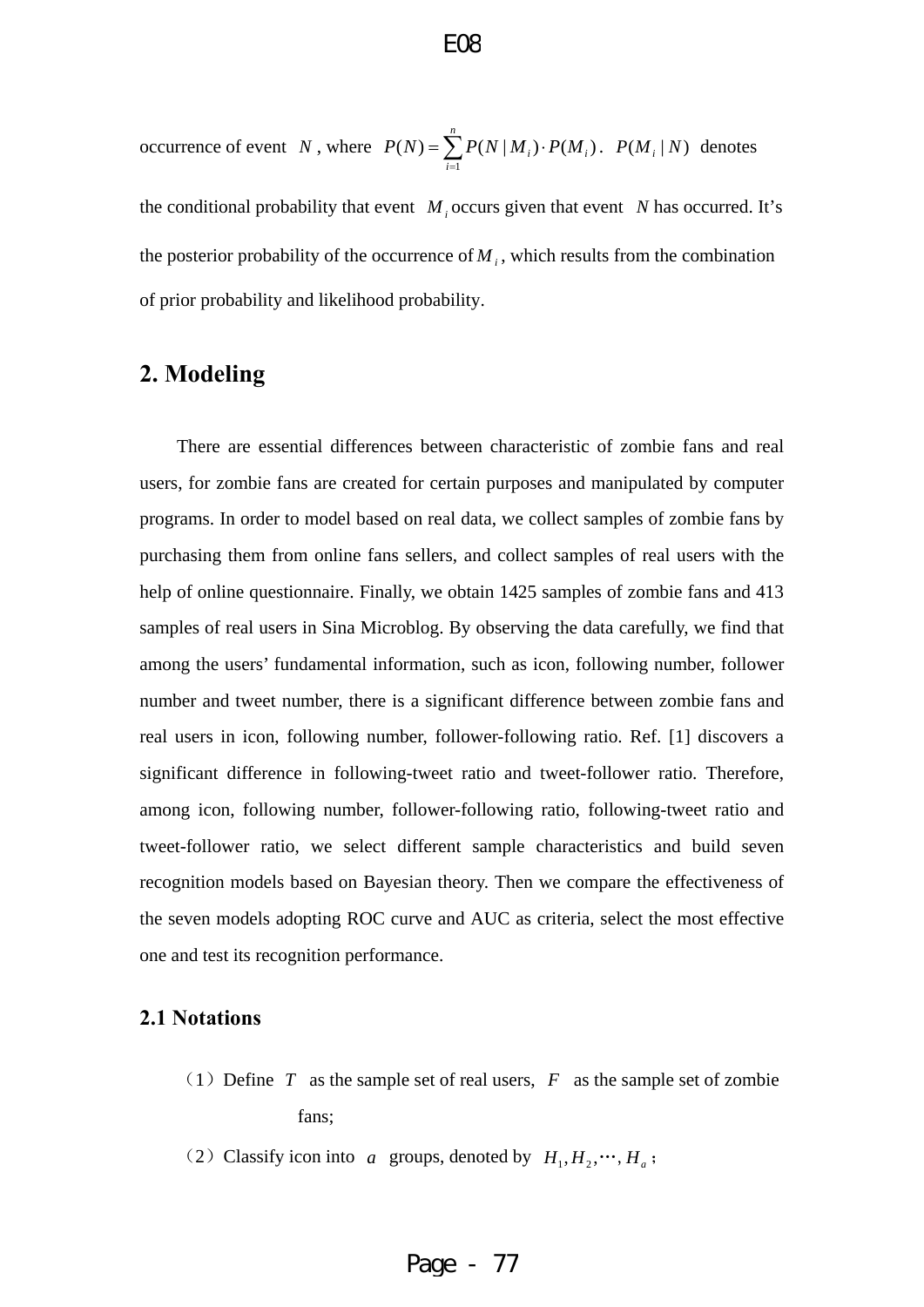occurrence of event $N$, where $P(N)=\sum_{i=1}^{n}P(N|M_i)\cdot P(M_i)$. $P(M_i|N)$ denotes the conditional probability that event $M_i$ occurs given that event $N$ has occurred. It's the posterior probability of the occurrence of $M_i$, which results from the combination of prior probability and likelihood probability.

## 2. Modeling

There are essential differences between characteristic of zombie fans and real users, for zombie fans are created for certain purposes and manipulated by computer programs. In order to model based on real data, we collect samples of zombie fans by purchasing them from online fans sellers, and collect samples of real users with the help of online questionnaire. Finally, we obtain 1425 samples of zombie fans and 413 samples of real users in Sina Microblog. By observing the data carefully, we find that among the users' fundamental information, such as icon, following number, follower number and tweet number, there is a significant difference between zombie fans and real users in icon, following number, follower-following ratio. Ref. [1] discovers a significant difference in following-tweet ratio and tweet-follower ratio. Therefore, among icon, following number, follower-following ratio, following-tweet ratio and tweet-follower ratio, we select different sample characteristics and build seven recognition models based on Bayesian theory. Then we compare the effectiveness of the seven models adopting ROC curve and AUC as criteria, select the most effective one and test its recognition performance.

### 2.1 Notations

（1）Define $T$ as the sample set of real users, $F$ as the sample set of zombie fans;

（2）Classify icon into $a$ groups, denoted by $H_1, H_2, \cdots, H_a$;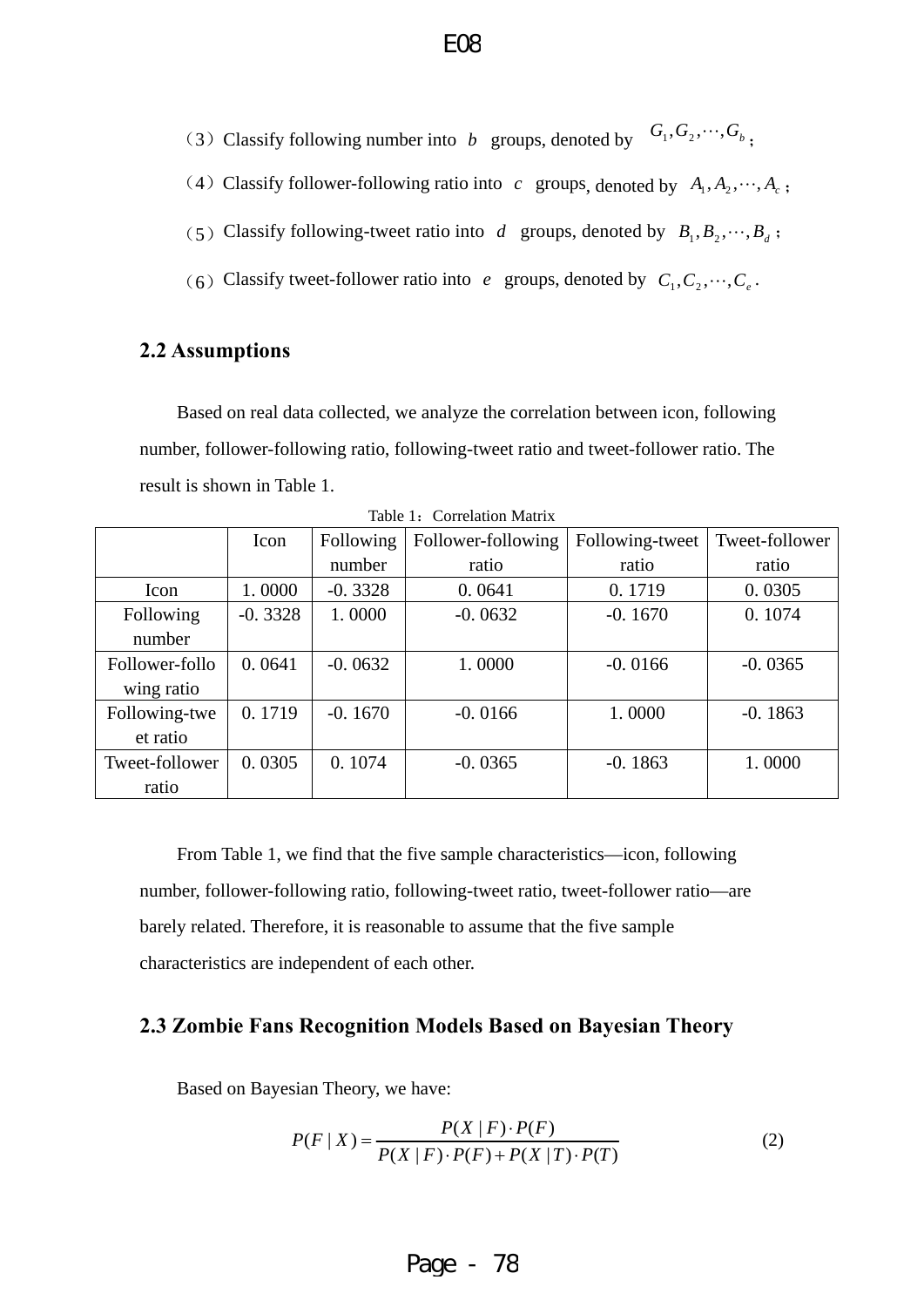（3）Classify following number into $b$ groups, denoted by $G_1, G_2, \cdots, G_b$；

（4）Classify follower-following ratio into $c$ groups, denoted by $A_1, A_2, \cdots, A_c$；

（5）Classify following-tweet ratio into $d$ groups, denoted by $B_1, B_2, \cdots, B_d$；

（6）Classify tweet-follower ratio into $e$ groups, denoted by $C_1, C_2, \cdots, C_e$.

## 2.2 Assumptions

Based on real data collected, we analyze the correlation between icon, following number, follower-following ratio, following-tweet ratio and tweet-follower ratio. The result is shown in Table 1.

Table 1：Correlation Matrix

| | Icon | Following number | Follower-following ratio | Following-tweet ratio | Tweet-follower ratio |
|---|---|---|---|---|---|
| Icon | 1. 0000 | -0. 3328 | 0. 0641 | 0. 1719 | 0. 0305 |
| Following number | -0. 3328 | 1. 0000 | -0. 0632 | -0. 1670 | 0. 1074 |
| Follower-following ratio | 0. 0641 | -0. 0632 | 1. 0000 | -0. 0166 | -0. 0365 |
| Following-tweet ratio | 0. 1719 | -0. 1670 | -0. 0166 | 1. 0000 | -0. 1863 |
| Tweet-follower ratio | 0. 0305 | 0. 1074 | -0. 0365 | -0. 1863 | 1. 0000 |

From Table 1, we find that the five sample characteristics—icon, following number, follower-following ratio, following-tweet ratio, tweet-follower ratio—are barely related. Therefore, it is reasonable to assume that the five sample characteristics are independent of each other.

## 2.3 Zombie Fans Recognition Models Based on Bayesian Theory

Based on Bayesian Theory, we have:

$$P(F \mid X) = \frac{P(X \mid F) \cdot P(F)}{P(X \mid F) \cdot P(F) + P(X \mid T) \cdot P(T)} \tag{2}$$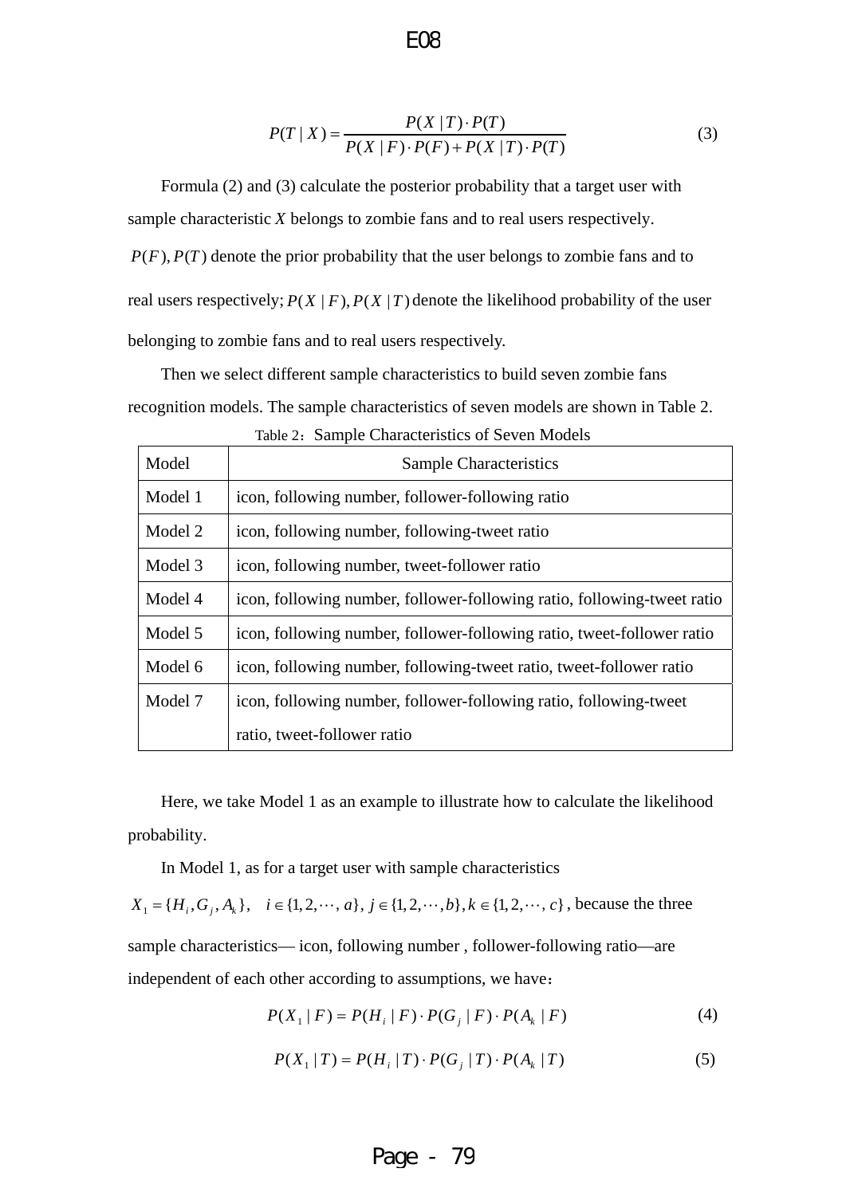$$P(T \mid X) = \frac{P(X \mid T) \cdot P(T)}{P(X \mid F) \cdot P(F) + P(X \mid T) \cdot P(T)} \tag{3}$$

Formula (2) and (3) calculate the posterior probability that a target user with sample characteristic $X$ belongs to zombie fans and to real users respectively. $P(F), P(T)$ denote the prior probability that the user belongs to zombie fans and to real users respectively; $P(X \mid F), P(X \mid T)$ denote the likelihood probability of the user belonging to zombie fans and to real users respectively.

Then we select different sample characteristics to build seven zombie fans recognition models. The sample characteristics of seven models are shown in Table 2.

Table 2：Sample Characteristics of Seven Models

| Model | Sample Characteristics |
|---|---|
| Model 1 | icon, following number, follower-following ratio |
| Model 2 | icon, following number, following-tweet ratio |
| Model 3 | icon, following number, tweet-follower ratio |
| Model 4 | icon, following number, follower-following ratio, following-tweet ratio |
| Model 5 | icon, following number, follower-following ratio, tweet-follower ratio |
| Model 6 | icon, following number, following-tweet ratio, tweet-follower ratio |
| Model 7 | icon, following number, follower-following ratio, following-tweet ratio, tweet-follower ratio |

Here, we take Model 1 as an example to illustrate how to calculate the likelihood probability.

In Model 1, as for a target user with sample characteristics $X_1 = \{H_i, G_j, A_k\}, \quad i \in \{1, 2, \cdots, a\}, j \in \{1, 2, \cdots, b\}, k \in \{1, 2, \cdots, c\}$, because the three sample characteristics— icon, following number , follower-following ratio—are independent of each other according to assumptions, we have：

$$P(X_1 \mid F) = P(H_i \mid F) \cdot P(G_j \mid F) \cdot P(A_k \mid F) \tag{4}$$

$$P(X_1 \mid T) = P(H_i \mid T) \cdot P(G_j \mid T) \cdot P(A_k \mid T) \tag{5}$$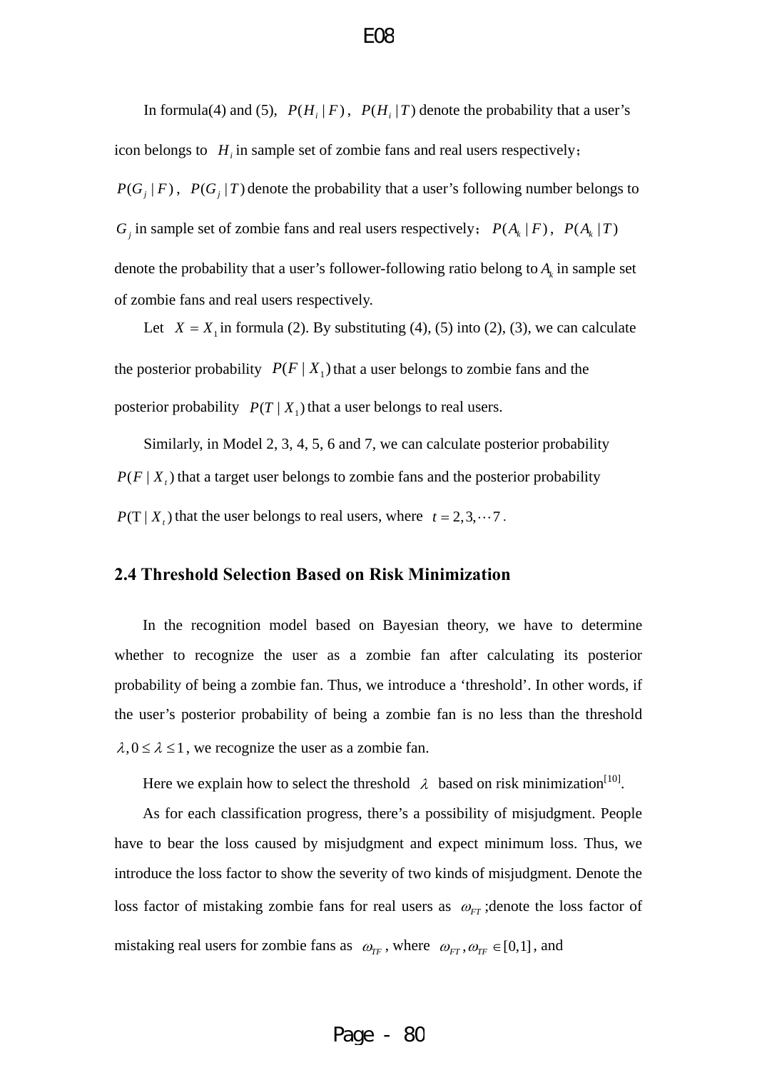In formula(4) and (5), $P(H_i | F)$, $P(H_i | T)$ denote the probability that a user's icon belongs to $H_i$ in sample set of zombie fans and real users respectively; $P(G_j | F)$, $P(G_j | T)$ denote the probability that a user's following number belongs to $G_j$ in sample set of zombie fans and real users respectively; $P(A_k | F)$, $P(A_k | T)$ denote the probability that a user's follower-following ratio belong to $A_k$ in sample set of zombie fans and real users respectively.

Let $X = X_1$ in formula (2). By substituting (4), (5) into (2), (3), we can calculate the posterior probability $P(F | X_1)$ that a user belongs to zombie fans and the posterior probability $P(T | X_1)$ that a user belongs to real users.

Similarly, in Model 2, 3, 4, 5, 6 and 7, we can calculate posterior probability $P(F | X_t)$ that a target user belongs to zombie fans and the posterior probability $P(\mathrm{T} | X_t)$ that the user belongs to real users, where $t = 2, 3, \cdots 7$.

## 2.4 Threshold Selection Based on Risk Minimization

In the recognition model based on Bayesian theory, we have to determine whether to recognize the user as a zombie fan after calculating its posterior probability of being a zombie fan. Thus, we introduce a 'threshold'. In other words, if the user's posterior probability of being a zombie fan is no less than the threshold $\lambda, 0 \le \lambda \le 1$, we recognize the user as a zombie fan.

Here we explain how to select the threshold $\lambda$ based on risk minimization[10].

As for each classification progress, there's a possibility of misjudgment. People have to bear the loss caused by misjudgment and expect minimum loss. Thus, we introduce the loss factor to show the severity of two kinds of misjudgment. Denote the loss factor of mistaking zombie fans for real users as $\omega_{FT}$;denote the loss factor of mistaking real users for zombie fans as $\omega_{TF}$, where $\omega_{FT}, \omega_{TF} \in [0,1]$, and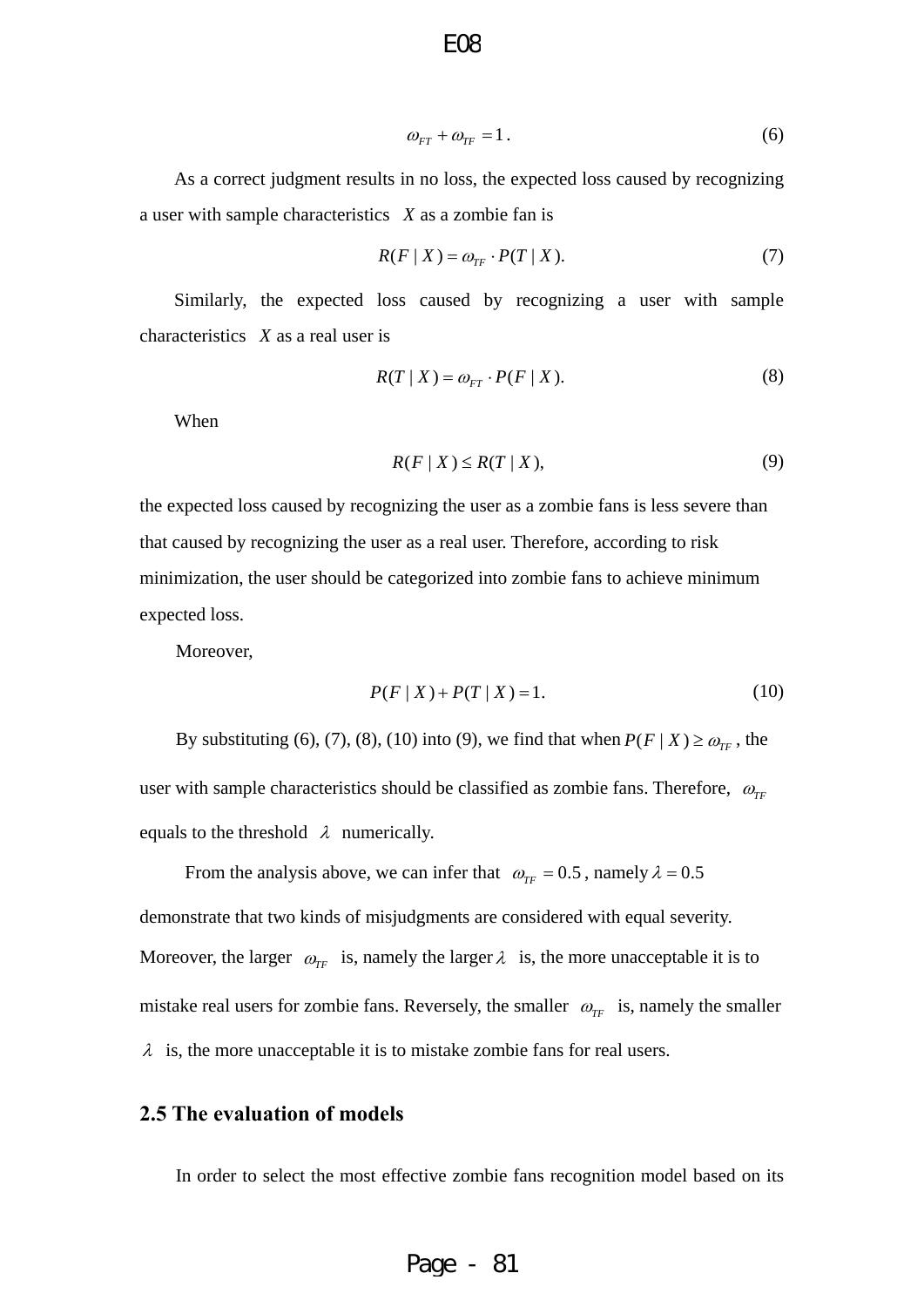$$\omega_{FT} + \omega_{TF} = 1. \tag{6}$$

As a correct judgment results in no loss, the expected loss caused by recognizing a user with sample characteristics $X$ as a zombie fan is

$$R(F \mid X) = \omega_{TF} \cdot P(T \mid X). \tag{7}$$

Similarly, the expected loss caused by recognizing a user with sample characteristics $X$ as a real user is

$$R(T \mid X) = \omega_{FT} \cdot P(F \mid X). \tag{8}$$

When

$$R(F \mid X) \leq R(T \mid X), \tag{9}$$

the expected loss caused by recognizing the user as a zombie fans is less severe than that caused by recognizing the user as a real user. Therefore, according to risk minimization, the user should be categorized into zombie fans to achieve minimum expected loss.

Moreover,

$$P(F \mid X) + P(T \mid X) = 1. \tag{10}$$

By substituting (6), (7), (8), (10) into (9), we find that when $P(F \mid X) \geq \omega_{TF}$, the user with sample characteristics should be classified as zombie fans. Therefore, $\omega_{TF}$ equals to the threshold $\lambda$ numerically.

From the analysis above, we can infer that $\omega_{TF} = 0.5$, namely $\lambda = 0.5$ demonstrate that two kinds of misjudgments are considered with equal severity. Moreover, the larger $\omega_{TF}$ is, namely the larger $\lambda$ is, the more unacceptable it is to mistake real users for zombie fans. Reversely, the smaller $\omega_{TF}$ is, namely the smaller $\lambda$ is, the more unacceptable it is to mistake zombie fans for real users.

## 2.5 The evaluation of models

In order to select the most effective zombie fans recognition model based on its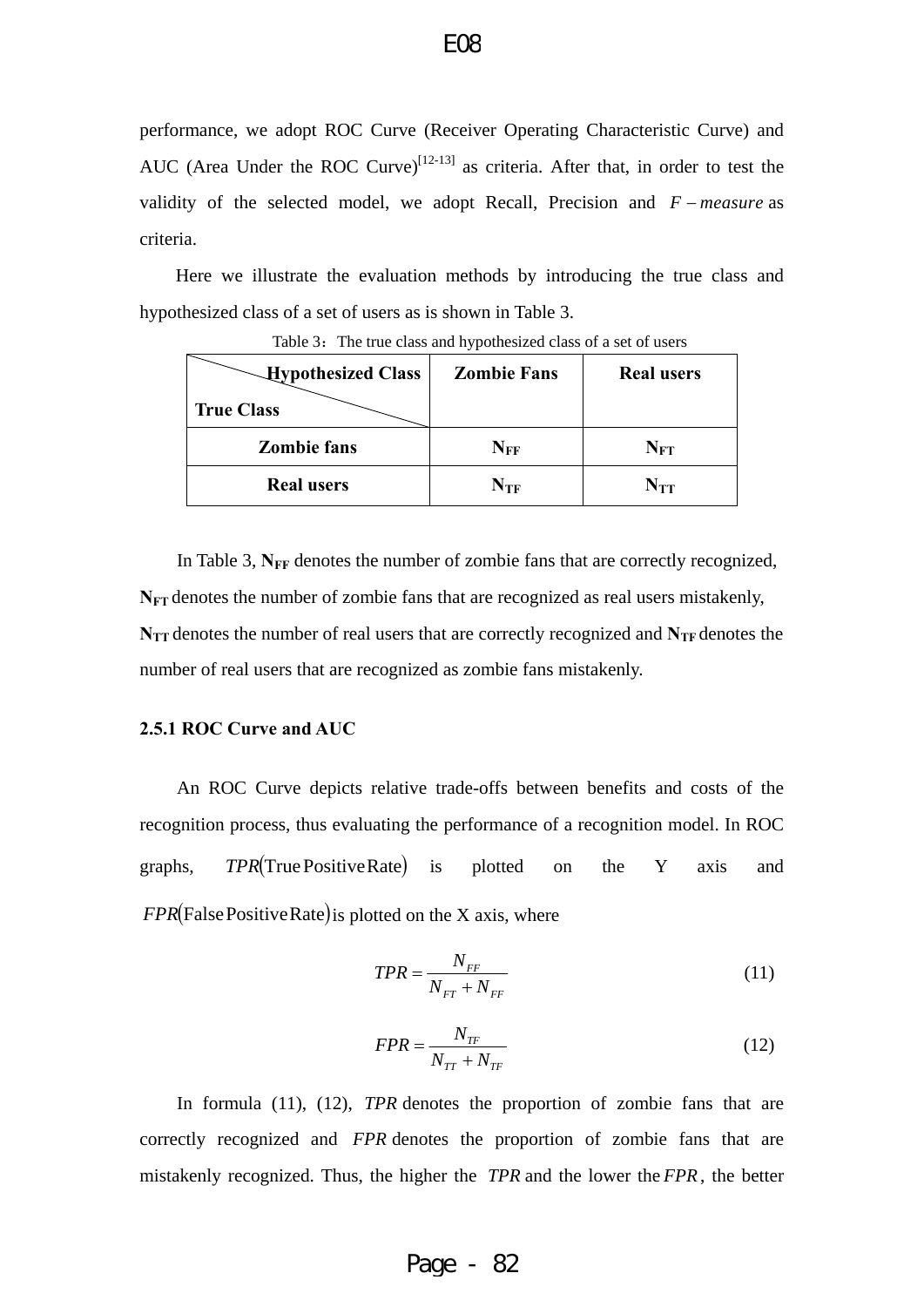performance, we adopt ROC Curve (Receiver Operating Characteristic Curve) and AUC (Area Under the ROC Curve)[12-13] as criteria. After that, in order to test the validity of the selected model, we adopt Recall, Precision and $F-measure$ as criteria.

Here we illustrate the evaluation methods by introducing the true class and hypothesized class of a set of users as is shown in Table 3.

Table 3：The true class and hypothesized class of a set of users

| Hypothesized Class / True Class | Zombie Fans | Real users |
|---|---|---|
| **Zombie fans** | $N_{FF}$ | $N_{FT}$ |
| **Real users** | $N_{TF}$ | $N_{TT}$ |

In Table 3, $N_{FF}$ denotes the number of zombie fans that are correctly recognized, $N_{FT}$ denotes the number of zombie fans that are recognized as real users mistakenly, $N_{TT}$ denotes the number of real users that are correctly recognized and $N_{TF}$ denotes the number of real users that are recognized as zombie fans mistakenly.

### 2.5.1 ROC Curve and AUC

An ROC Curve depicts relative trade-offs between benefits and costs of the recognition process, thus evaluating the performance of a recognition model. In ROC graphs, $TPR(\text{True Positive Rate})$ is plotted on the Y axis and $FPR(\text{False Positive Rate})$ is plotted on the X axis, where

$$TPR = \frac{N_{FF}}{N_{FT} + N_{FF}} \tag{11}$$

$$FPR = \frac{N_{TF}}{N_{TT} + N_{TF}} \tag{12}$$

In formula (11), (12), $TPR$ denotes the proportion of zombie fans that are correctly recognized and $FPR$ denotes the proportion of zombie fans that are mistakenly recognized. Thus, the higher the $TPR$ and the lower the $FPR$, the better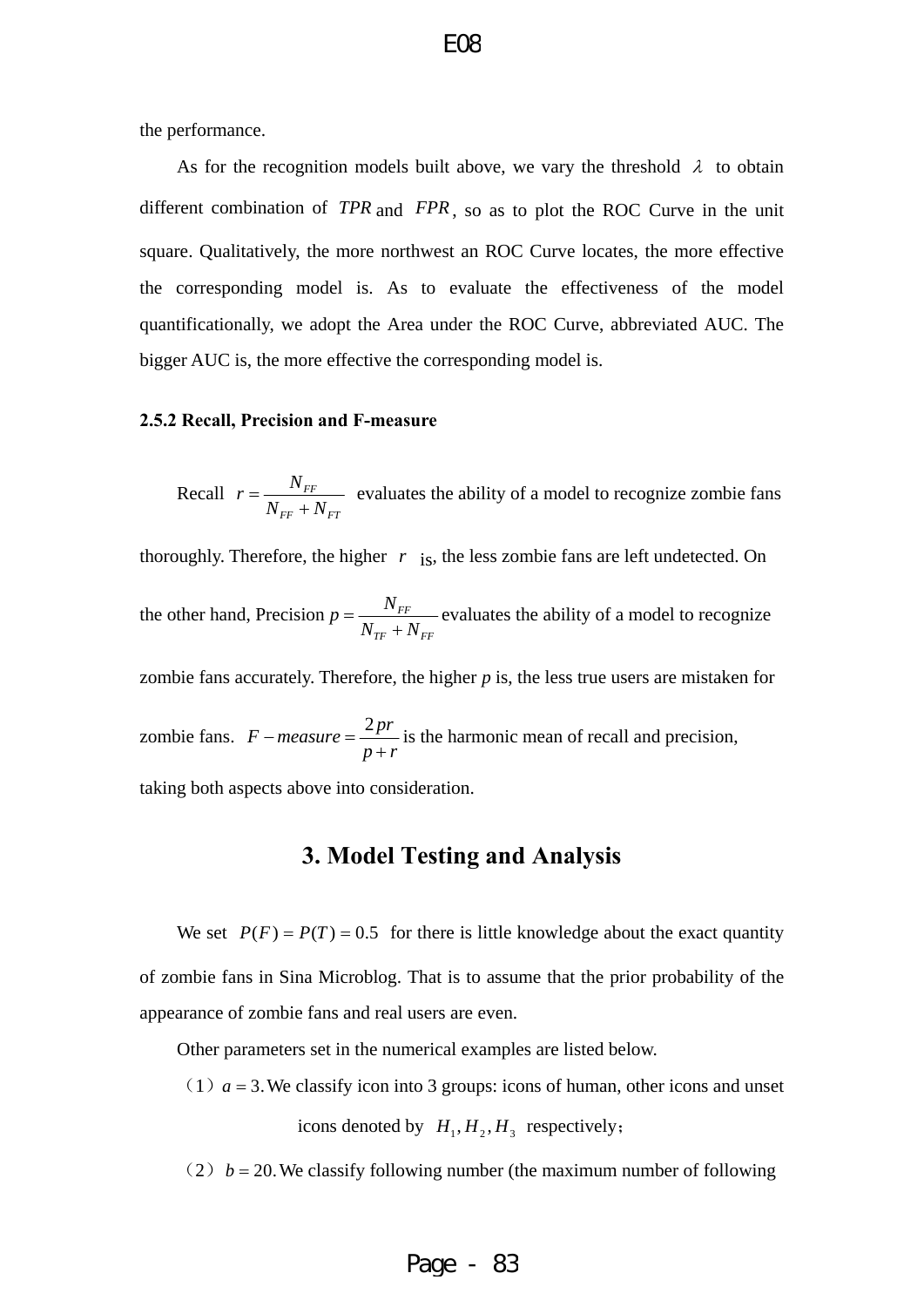the performance.

As for the recognition models built above, we vary the threshold $\lambda$ to obtain different combination of $TPR$ and $FPR$, so as to plot the ROC Curve in the unit square. Qualitatively, the more northwest an ROC Curve locates, the more effective the corresponding model is. As to evaluate the effectiveness of the model quantificationally, we adopt the Area under the ROC Curve, abbreviated AUC. The bigger AUC is, the more effective the corresponding model is.

### 2.5.2 Recall, Precision and F-measure

Recall $r = \dfrac{N_{FF}}{N_{FF} + N_{FT}}$ evaluates the ability of a model to recognize zombie fans thoroughly. Therefore, the higher $r$ is, the less zombie fans are left undetected. On the other hand, Precision $p = \dfrac{N_{FF}}{N_{TF} + N_{FF}}$ evaluates the ability of a model to recognize zombie fans accurately. Therefore, the higher $p$ is, the less true users are mistaken for zombie fans. $F-measure = \dfrac{2pr}{p+r}$ is the harmonic mean of recall and precision, taking both aspects above into consideration.

## 3. Model Testing and Analysis

We set $P(F) = P(T) = 0.5$ for there is little knowledge about the exact quantity of zombie fans in Sina Microblog. That is to assume that the prior probability of the appearance of zombie fans and real users are even.

Other parameters set in the numerical examples are listed below.

（1）$a = 3$. We classify icon into 3 groups: icons of human, other icons and unset icons denoted by $H_1, H_2, H_3$ respectively；

（2）$b = 20$. We classify following number (the maximum number of following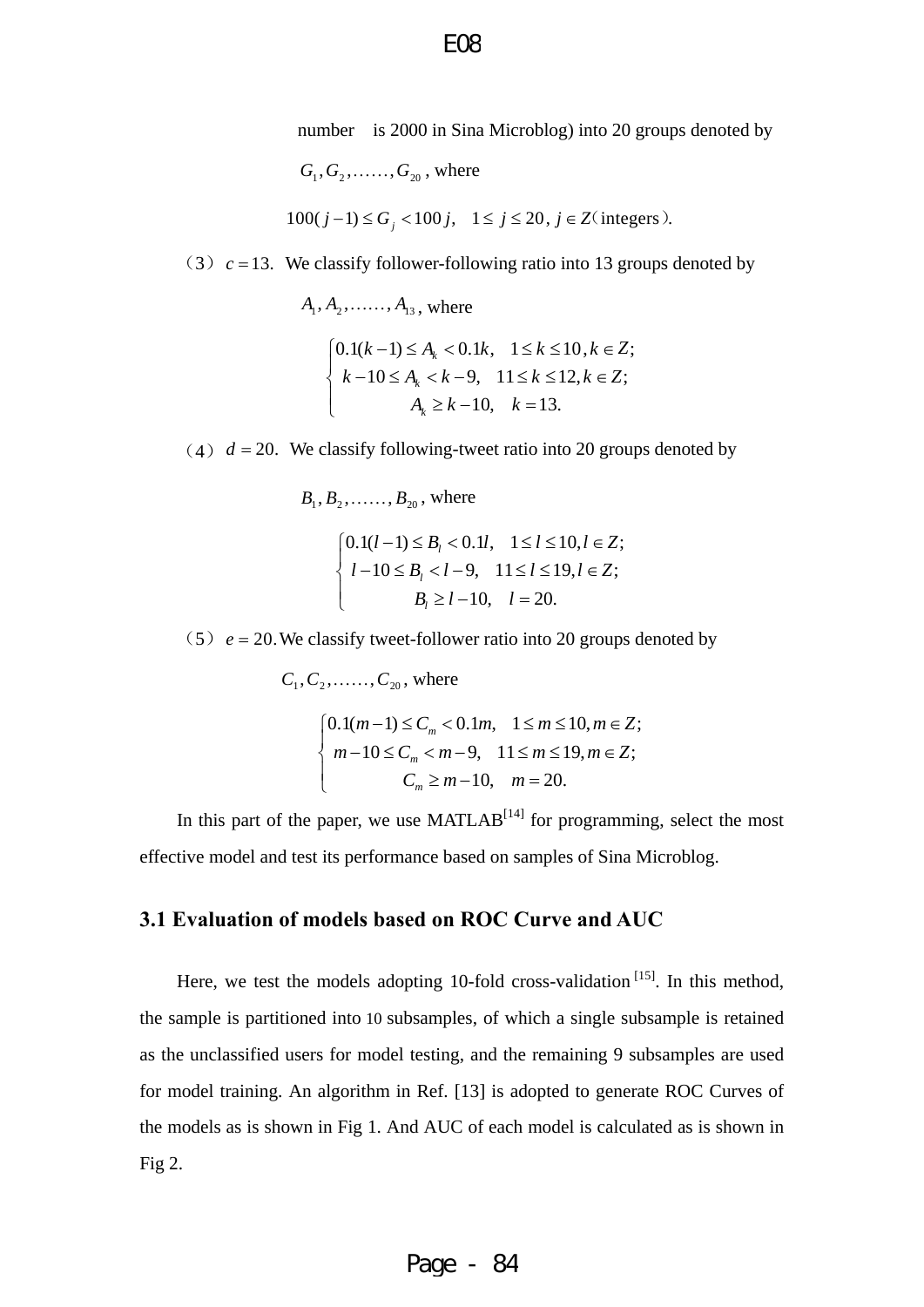number is 2000 in Sina Microblog) into 20 groups denoted by $G_1, G_2, \ldots\ldots, G_{20}$, where

$$100(j-1) \leq G_j < 100j, \quad 1 \leq j \leq 20,\ j \in Z\text{(integers)}.$$

（3）$c = 13$. We classify follower-following ratio into 13 groups denoted by $A_1, A_2, \ldots\ldots, A_{13}$, where

$$\begin{cases} 0.1(k-1) \leq A_k < 0.1k, & 1 \leq k \leq 10, k \in Z; \\ k-10 \leq A_k < k-9, & 11 \leq k \leq 12, k \in Z; \\ A_k \geq k-10, & k = 13. \end{cases}$$

（4）$d = 20$. We classify following-tweet ratio into 20 groups denoted by $B_1, B_2, \ldots\ldots, B_{20}$, where

$$\begin{cases} 0.1(l-1) \leq B_l < 0.1l, & 1 \leq l \leq 10, l \in Z; \\ l-10 \leq B_l < l-9, & 11 \leq l \leq 19, l \in Z; \\ B_l \geq l-10, & l = 20. \end{cases}$$

（5）$e = 20$. We classify tweet-follower ratio into 20 groups denoted by $C_1, C_2, \ldots\ldots, C_{20}$, where

$$\begin{cases} 0.1(m-1) \leq C_m < 0.1m, & 1 \leq m \leq 10, m \in Z; \\ m-10 \leq C_m < m-9, & 11 \leq m \leq 19, m \in Z; \\ C_m \geq m-10, & m = 20. \end{cases}$$

In this part of the paper, we use MATLAB[14] for programming, select the most effective model and test its performance based on samples of Sina Microblog.

### 3.1 Evaluation of models based on ROC Curve and AUC

Here, we test the models adopting 10-fold cross-validation [15]. In this method, the sample is partitioned into 10 subsamples, of which a single subsample is retained as the unclassified users for model testing, and the remaining 9 subsamples are used for model training. An algorithm in Ref. [13] is adopted to generate ROC Curves of the models as is shown in Fig 1. And AUC of each model is calculated as is shown in Fig 2.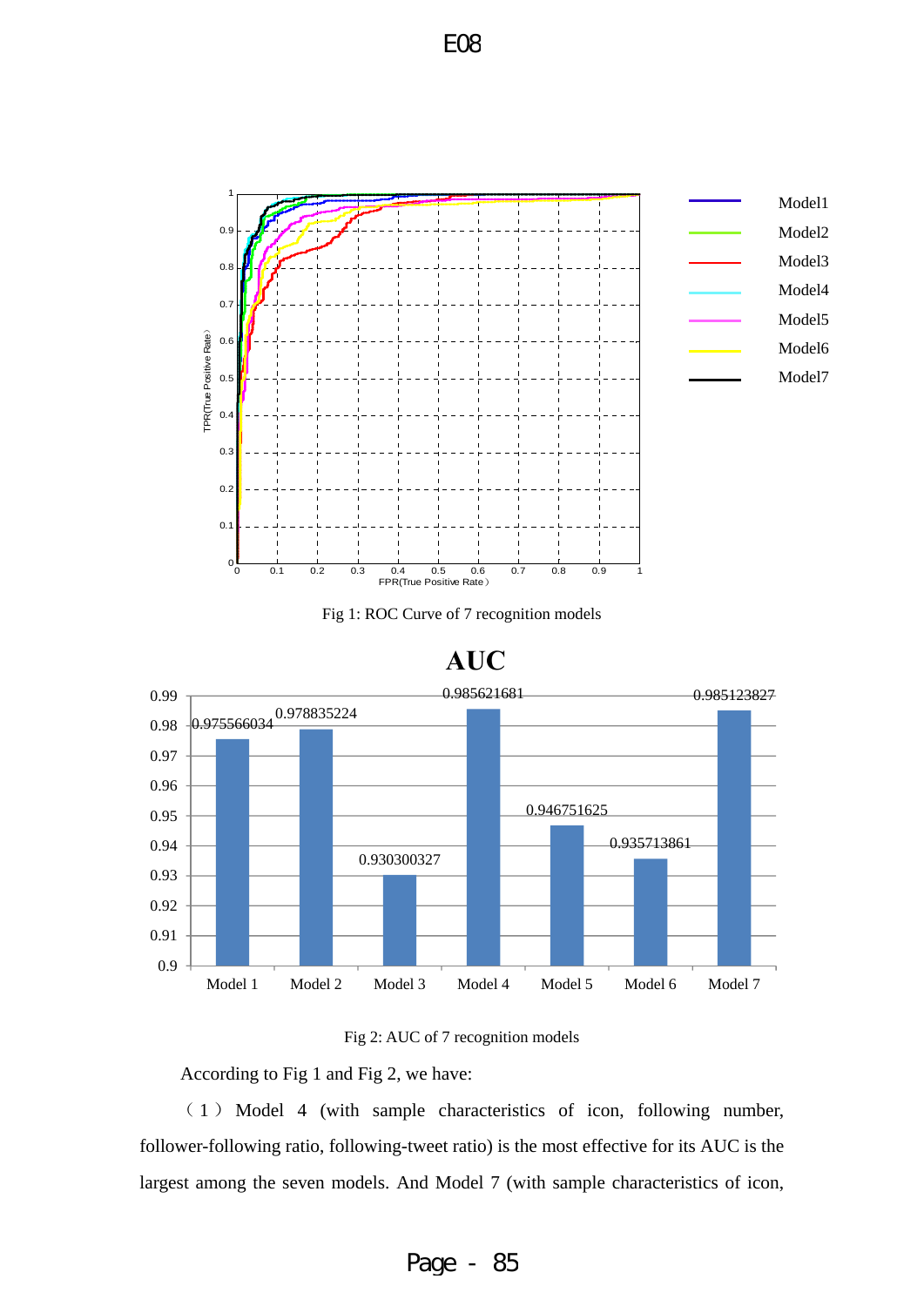Fig 1: ROC Curve of 7 recognition models

Fig 2: AUC of 7 recognition models

According to Fig 1 and Fig 2, we have:

（1）Model 4 (with sample characteristics of icon, following number, follower-following ratio, following-tweet ratio) is the most effective for its AUC is the largest among the seven models. And Model 7 (with sample characteristics of icon,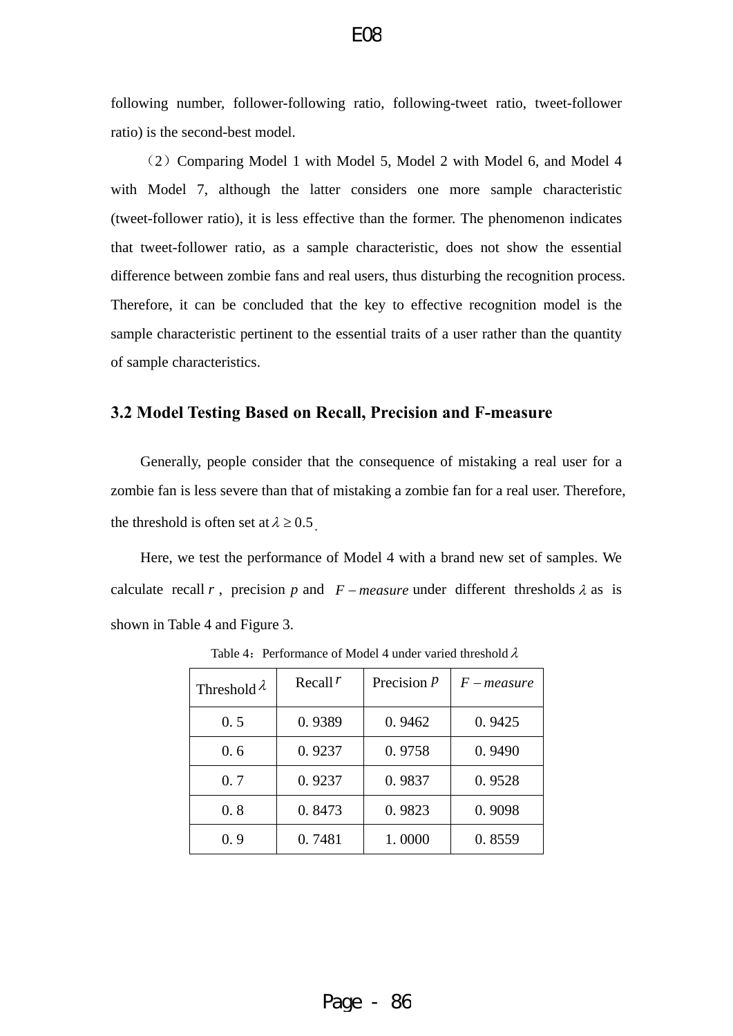following number, follower-following ratio, following-tweet ratio, tweet-follower ratio) is the second-best model.

（2）Comparing Model 1 with Model 5, Model 2 with Model 6, and Model 4 with Model 7, although the latter considers one more sample characteristic (tweet-follower ratio), it is less effective than the former. The phenomenon indicates that tweet-follower ratio, as a sample characteristic, does not show the essential difference between zombie fans and real users, thus disturbing the recognition process. Therefore, it can be concluded that the key to effective recognition model is the sample characteristic pertinent to the essential traits of a user rather than the quantity of sample characteristics.

### 3.2 Model Testing Based on Recall, Precision and F-measure

Generally, people consider that the consequence of mistaking a real user for a zombie fan is less severe than that of mistaking a zombie fan for a real user. Therefore, the threshold is often set at $\lambda \geq 0.5$.

Here, we test the performance of Model 4 with a brand new set of samples. We calculate recall $r$, precision $p$ and $F-measure$ under different thresholds $\lambda$ as is shown in Table 4 and Figure 3.

Table 4：Performance of Model 4 under varied threshold $\lambda$

| Threshold $\lambda$ | Recall $r$ | Precision $p$ | $F-measure$ |
|---|---|---|---|
| 0. 5 | 0. 9389 | 0. 9462 | 0. 9425 |
| 0. 6 | 0. 9237 | 0. 9758 | 0. 9490 |
| 0. 7 | 0. 9237 | 0. 9837 | 0. 9528 |
| 0. 8 | 0. 8473 | 0. 9823 | 0. 9098 |
| 0. 9 | 0. 7481 | 1. 0000 | 0. 8559 |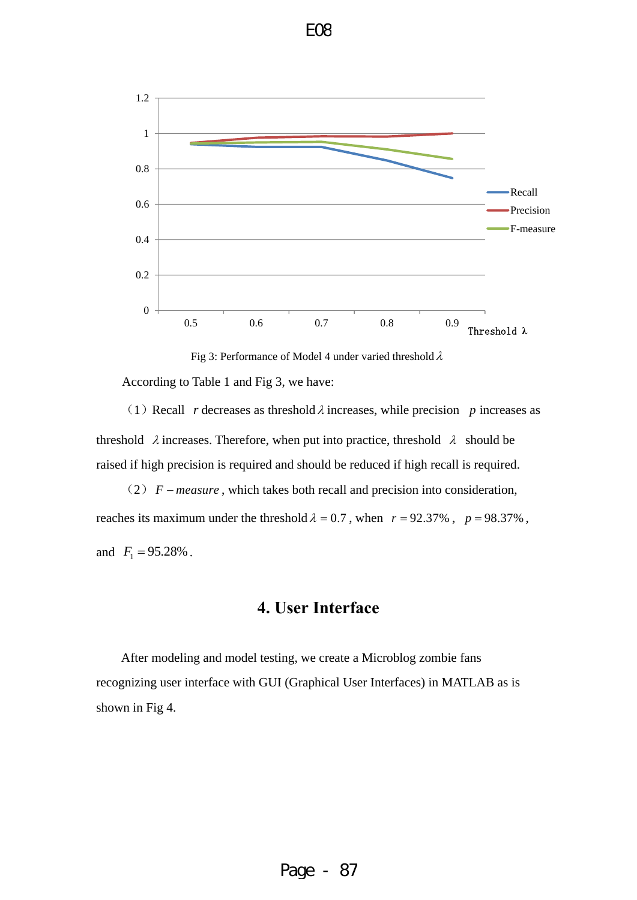Fig 3: Performance of Model 4 under varied threshold $\lambda$

According to Table 1 and Fig 3, we have:

(1) Recall $r$ decreases as threshold $\lambda$ increases, while precision $p$ increases as threshold $\lambda$ increases. Therefore, when put into practice, threshold $\lambda$ should be raised if high precision is required and should be reduced if high recall is required.

(2) $F-measure$, which takes both recall and precision into consideration, reaches its maximum under the threshold $\lambda = 0.7$, when $r = 92.37\%$, $p = 98.37\%$, and $F_1 = 95.28\%$.

## 4. User Interface

After modeling and model testing, we create a Microblog zombie fans recognizing user interface with GUI (Graphical User Interfaces) in MATLAB as is shown in Fig 4.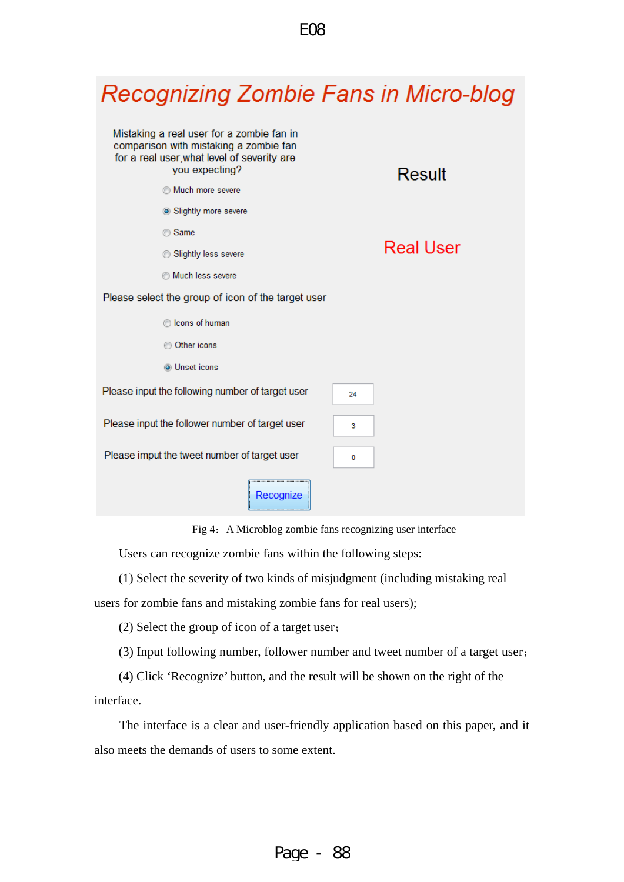Fig 4： A Microblog zombie fans recognizing user interface

Users can recognize zombie fans within the following steps:

(1) Select the severity of two kinds of misjudgment (including mistaking real users for zombie fans and mistaking zombie fans for real users);

(2) Select the group of icon of a target user；

(3) Input following number, follower number and tweet number of a target user；

(4) Click ‘Recognize’ button, and the result will be shown on the right of the interface.

The interface is a clear and user-friendly application based on this paper, and it also meets the demands of users to some extent.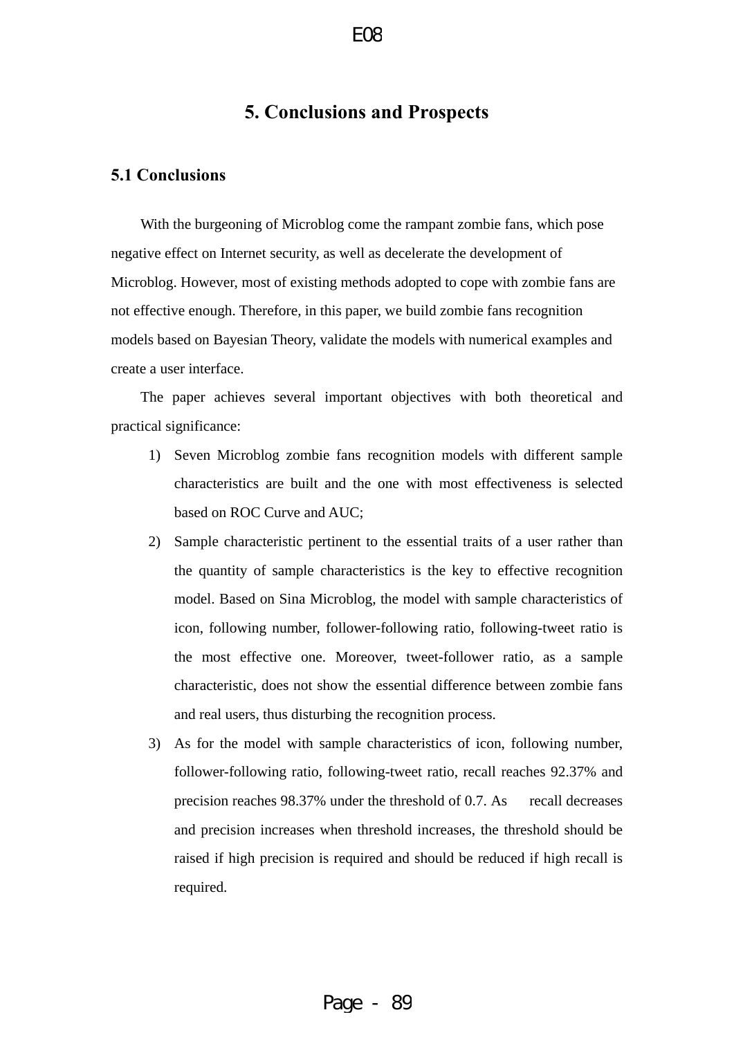# 5. Conclusions and Prospects

## 5.1 Conclusions

With the burgeoning of Microblog come the rampant zombie fans, which pose negative effect on Internet security, as well as decelerate the development of Microblog. However, most of existing methods adopted to cope with zombie fans are not effective enough. Therefore, in this paper, we build zombie fans recognition models based on Bayesian Theory, validate the models with numerical examples and create a user interface.

The paper achieves several important objectives with both theoretical and practical significance:

1) Seven Microblog zombie fans recognition models with different sample characteristics are built and the one with most effectiveness is selected based on ROC Curve and AUC;
2) Sample characteristic pertinent to the essential traits of a user rather than the quantity of sample characteristics is the key to effective recognition model. Based on Sina Microblog, the model with sample characteristics of icon, following number, follower-following ratio, following-tweet ratio is the most effective one. Moreover, tweet-follower ratio, as a sample characteristic, does not show the essential difference between zombie fans and real users, thus disturbing the recognition process.
3) As for the model with sample characteristics of icon, following number, follower-following ratio, following-tweet ratio, recall reaches 92.37% and precision reaches 98.37% under the threshold of 0.7. As recall decreases and precision increases when threshold increases, the threshold should be raised if high precision is required and should be reduced if high recall is required.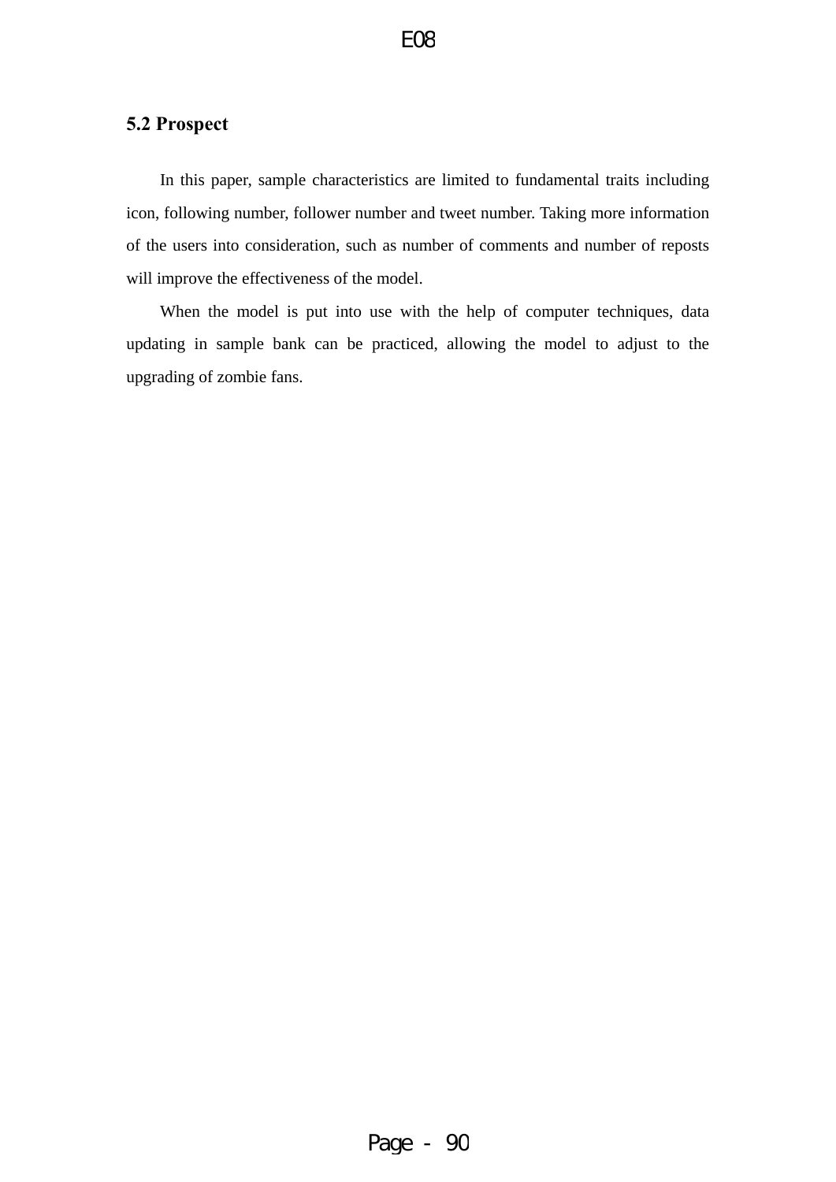## 5.2 Prospect

In this paper, sample characteristics are limited to fundamental traits including icon, following number, follower number and tweet number. Taking more information of the users into consideration, such as number of comments and number of reposts will improve the effectiveness of the model.

When the model is put into use with the help of computer techniques, data updating in sample bank can be practiced, allowing the model to adjust to the upgrading of zombie fans.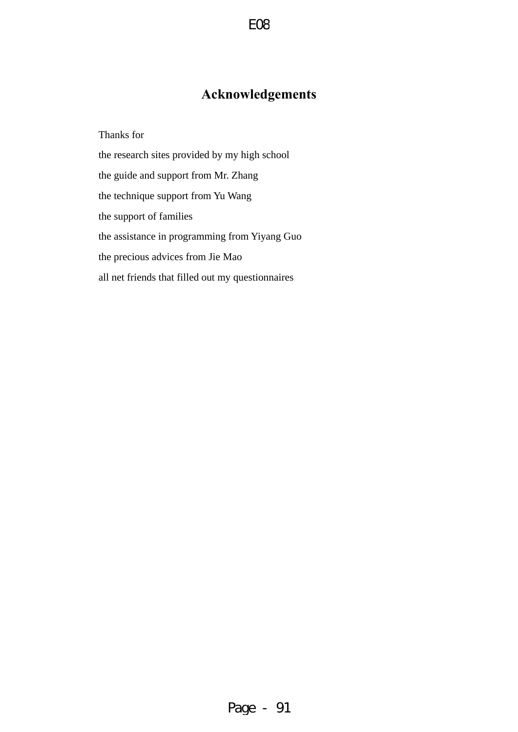# Acknowledgements

Thanks for

the research sites provided by my high school

the guide and support from Mr. Zhang

the technique support from Yu Wang

the support of families

the assistance in programming from Yiyang Guo

the precious advices from Jie Mao

all net friends that filled out my questionnaires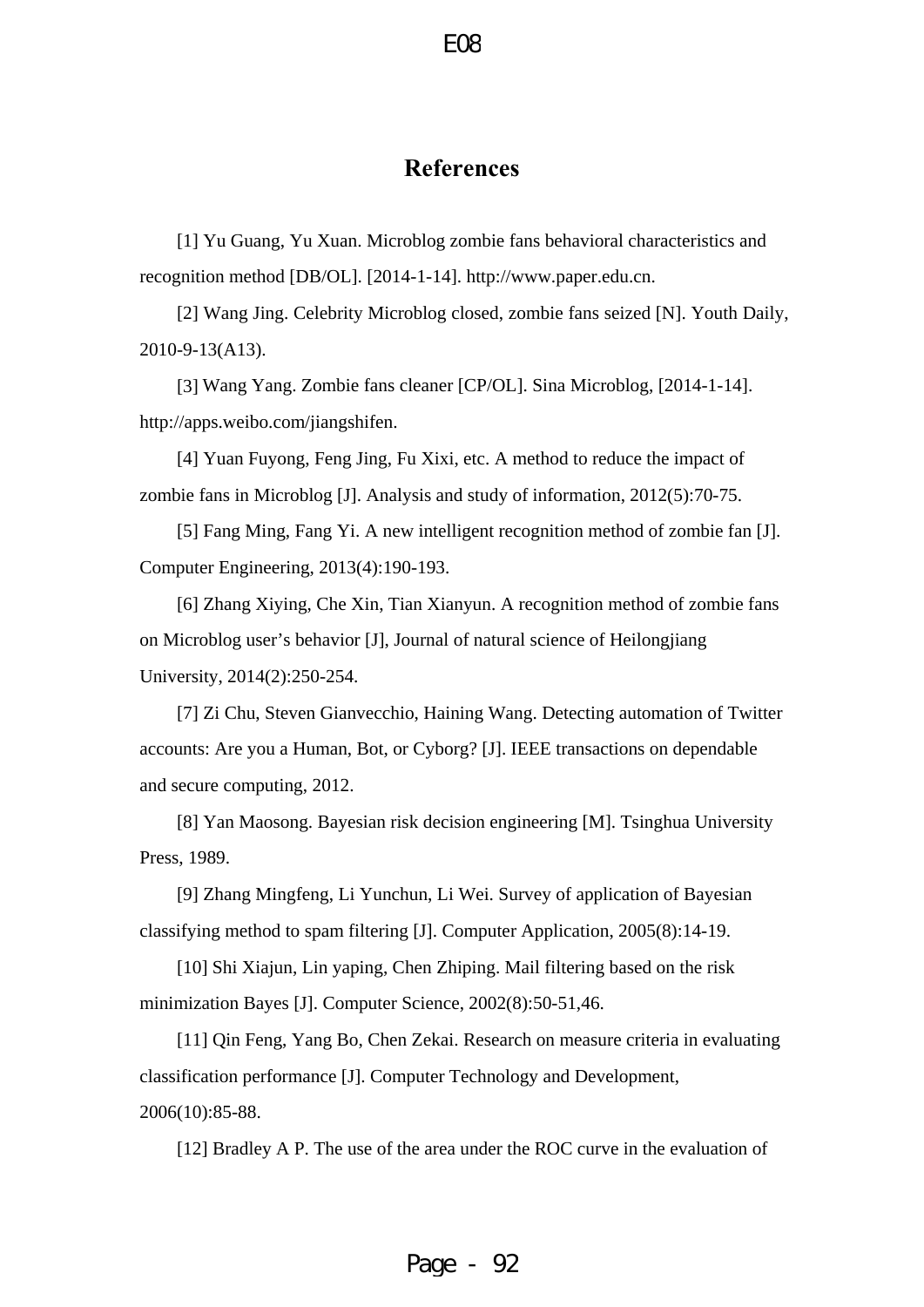# References

[1] Yu Guang, Yu Xuan. Microblog zombie fans behavioral characteristics and recognition method [DB/OL]. [2014-1-14]. http://www.paper.edu.cn.

[2] Wang Jing. Celebrity Microblog closed, zombie fans seized [N]. Youth Daily, 2010-9-13(A13).

[3] Wang Yang. Zombie fans cleaner [CP/OL]. Sina Microblog, [2014-1-14]. http://apps.weibo.com/jiangshifen.

[4] Yuan Fuyong, Feng Jing, Fu Xixi, etc. A method to reduce the impact of zombie fans in Microblog [J]. Analysis and study of information, 2012(5):70-75.

[5] Fang Ming, Fang Yi. A new intelligent recognition method of zombie fan [J]. Computer Engineering, 2013(4):190-193.

[6] Zhang Xiying, Che Xin, Tian Xianyun. A recognition method of zombie fans on Microblog user's behavior [J], Journal of natural science of Heilongjiang University, 2014(2):250-254.

[7] Zi Chu, Steven Gianvecchio, Haining Wang. Detecting automation of Twitter accounts: Are you a Human, Bot, or Cyborg? [J]. IEEE transactions on dependable and secure computing, 2012.

[8] Yan Maosong. Bayesian risk decision engineering [M]. Tsinghua University Press, 1989.

[9] Zhang Mingfeng, Li Yunchun, Li Wei. Survey of application of Bayesian classifying method to spam filtering [J]. Computer Application, 2005(8):14-19.

[10] Shi Xiajun, Lin yaping, Chen Zhiping. Mail filtering based on the risk minimization Bayes [J]. Computer Science, 2002(8):50-51,46.

[11] Qin Feng, Yang Bo, Chen Zekai. Research on measure criteria in evaluating classification performance [J]. Computer Technology and Development, 2006(10):85-88.

[12] Bradley A P. The use of the area under the ROC curve in the evaluation of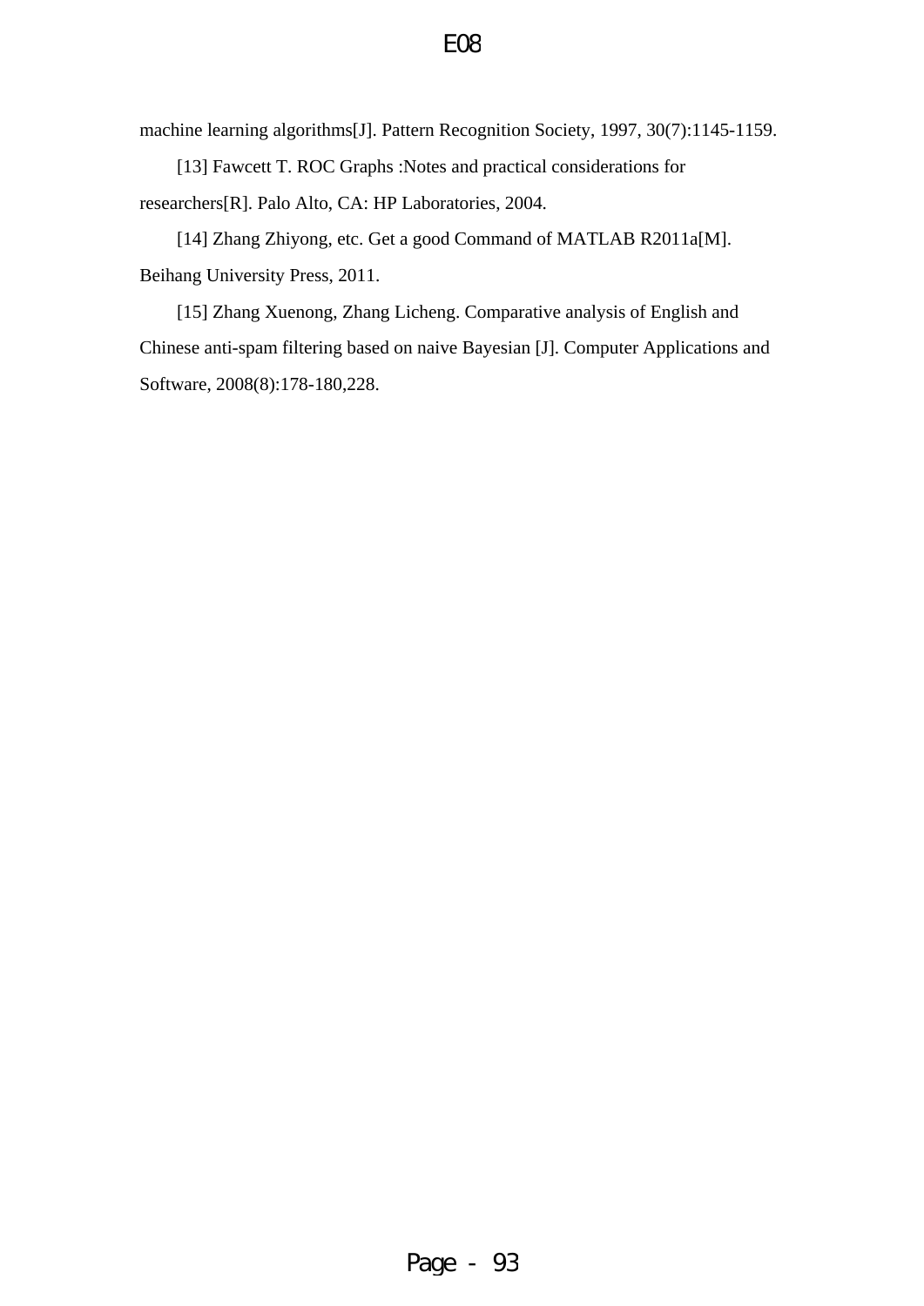machine learning algorithms[J]. Pattern Recognition Society, 1997, 30(7):1145-1159.

[13] Fawcett T. ROC Graphs :Notes and practical considerations for researchers[R]. Palo Alto, CA: HP Laboratories, 2004.

[14] Zhang Zhiyong, etc. Get a good Command of MATLAB R2011a[M]. Beihang University Press, 2011.

[15] Zhang Xuenong, Zhang Licheng. Comparative analysis of English and Chinese anti-spam filtering based on naive Bayesian [J]. Computer Applications and Software, 2008(8):178-180,228.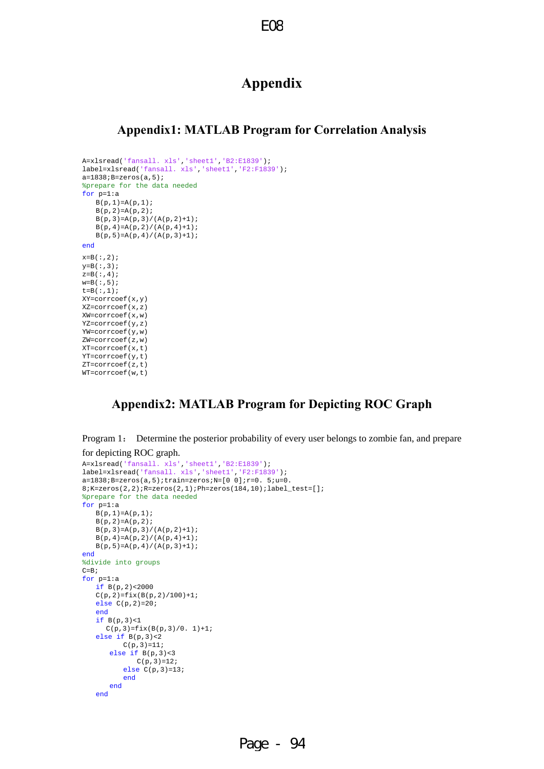# Appendix

## Appendix1: MATLAB Program for Correlation Analysis

```
A=xlsread('fansall. xls','sheet1','B2:E1839');
label=xlsread('fansall. xls','sheet1','F2:F1839');
a=1838;B=zeros(a,5);
%prepare for the data needed
for p=1:a
    B(p,1)=A(p,1);
    B(p,2)=A(p,2);
    B(p,3)=A(p,3)/(A(p,2)+1);
    B(p,4)=A(p,2)/(A(p,4)+1);
    B(p,5)=A(p,4)/(A(p,3)+1);
end
x=B(:,2);
y=B(:,3);
z=B(:,4);
w=B(:,5);
t=B(:,1);
XY=corrcoef(x,y)
XZ=corrcoef(x,z)
XW=corrcoef(x,w)
YZ=corrcoef(y,z)
YW=corrcoef(y,w)
ZW=corrcoef(z,w)
XT=corrcoef(x,t)
YT=corrcoef(y,t)
ZT=corrcoef(z,t)
WT=corrcoef(w,t)
```

## Appendix2: MATLAB Program for Depicting ROC Graph

Program 1： Determine the posterior probability of every user belongs to zombie fan, and prepare for depicting ROC graph.

```
A=xlsread('fansall. xls','sheet1','B2:E1839');
label=xlsread('fansall. xls','sheet1','F2:F1839');
a=1838;B=zeros(a,5);train=zeros;N=[0 0];r=0. 5;u=0.
8;K=zeros(2,2);R=zeros(2,1);Ph=zeros(184,10);label_test=[];
%prepare for the data needed
for p=1:a
    B(p,1)=A(p,1);
    B(p,2)=A(p,2);
    B(p,3)=A(p,3)/(A(p,2)+1);
    B(p,4)=A(p,2)/(A(p,4)+1);
    B(p,5)=A(p,4)/(A(p,3)+1);
end
%divide into groups
C=B;
for p=1:a
    if B(p,2)<2000
    C(p,2)=fix(B(p,2)/100)+1;
    else C(p,2)=20;
    end
    if B(p,3)<1
       C(p,3)=fix(B(p,3)/0. 1)+1;
    else if B(p,3)<2
           C(p,3)=11;
        else if B(p,3)<3
               C(p,3)=12;
            else C(p,3)=13;
            end
        end
    end
```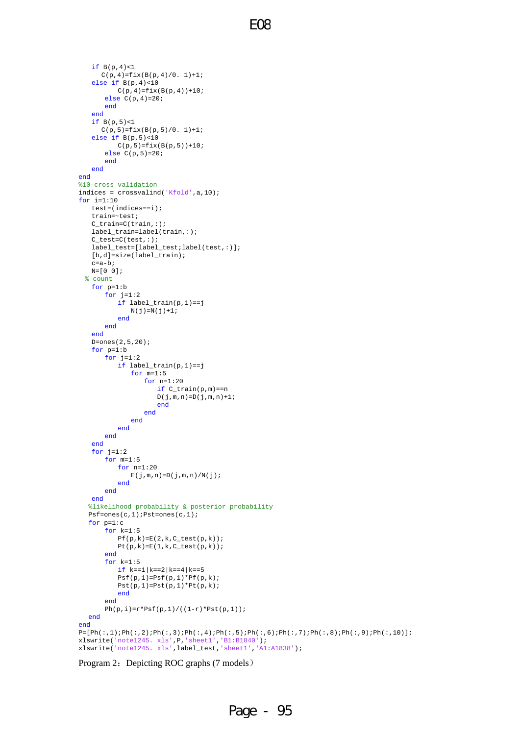```
    if B(p,4)<1
       C(p,4)=fix(B(p,4)/0. 1)+1;
    else if B(p,4)<10
           C(p,4)=fix(B(p,4))+10;
        else C(p,4)=20;
        end
    end
    if B(p,5)<1
       C(p,5)=fix(B(p,5)/0. 1)+1;
    else if B(p,5)<10
           C(p,5)=fix(B(p,5))+10;
        else C(p,5)=20;
        end
    end
end
%10-cross validation
indices = crossvalind('Kfold',a,10);
for i=1:10
    test=(indices==i);
    train=~test;
    C_train=C(train,:);
    label_train=label(train,:);
    C_test=C(test,:);
    label_test=[label_test;label(test,:)];
    [b,d]=size(label_train);
    c=a-b;
    N=[0 0];
  % count
    for p=1:b
        for j=1:2
            if label_train(p,1)==j
                N(j)=N(j)+1;
            end
        end
    end
    D=ones(2,5,20);
    for p=1:b
        for j=1:2
            if label_train(p,1)==j
                for m=1:5
                    for n=1:20
                        if C_train(p,m)==n
                        D(j,m,n)=D(j,m,n)+1;
                        end
                    end
                end
            end
        end
    end
    for j=1:2
        for m=1:5
            for n=1:20
                E(j,m,n)=D(j,m,n)/N(j);
            end
        end
    end
   %likelihood probability & posterior probability
   Psf=ones(c,1);Pst=ones(c,1);
   for p=1:c
        for k=1:5
            Pf(p,k)=E(2,k,C_test(p,k));
            Pt(p,k)=E(1,k,C_test(p,k));
        end
        for k=1:5
            if k==1|k==2|k==4|k==5
            Psf(p,1)=Psf(p,1)*Pf(p,k);
            Pst(p,1)=Pst(p,1)*Pt(p,k);
            end
        end
        Ph(p,i)=r*Psf(p,1)/((1-r)*Pst(p,1));
   end
end
P=[Ph(:,1);Ph(:,2);Ph(:,3);Ph(:,4);Ph(:,5);Ph(:,6);Ph(:,7);Ph(:,8);Ph(:,9);Ph(:,10)];
xlswrite('note1245. xls',P,'sheet1','B1:B1840');
xlswrite('note1245. xls',label_test,'sheet1','A1:A1838');
```

Program 2：Depicting ROC graphs (7 models）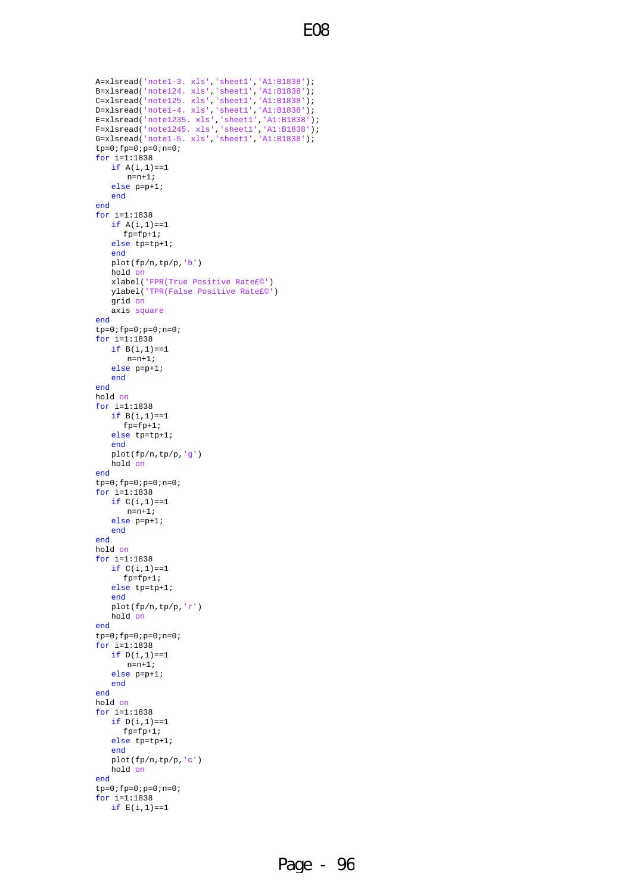```
A=xlsread('note1-3. xls','sheet1','A1:B1838');
B=xlsread('note124. xls','sheet1','A1:B1838');
C=xlsread('note125. xls','sheet1','A1:B1838');
D=xlsread('note1-4. xls','sheet1','A1:B1838');
E=xlsread('note1235. xls','sheet1','A1:B1838');
F=xlsread('note1245. xls','sheet1','A1:B1838');
G=xlsread('note1-5. xls','sheet1','A1:B1838');
tp=0;fp=0;p=0;n=0;
for i=1:1838
    if A(i,1)==1
        n=n+1;
    else p=p+1;
    end
end
for i=1:1838
    if A(i,1)==1
       fp=fp+1;
    else tp=tp+1;
    end
    plot(fp/n,tp/p,'b')
    hold on
    xlabel('FPR(True Positive Rate£©')
    ylabel('TPR(False Positive Rate£©')
    grid on
    axis square
end
tp=0;fp=0;p=0;n=0;
for i=1:1838
    if B(i,1)==1
        n=n+1;
    else p=p+1;
    end
end
hold on
for i=1:1838
    if B(i,1)==1
       fp=fp+1;
    else tp=tp+1;
    end
    plot(fp/n,tp/p,'g')
    hold on
end
tp=0;fp=0;p=0;n=0;
for i=1:1838
    if C(i,1)==1
        n=n+1;
    else p=p+1;
    end
end
hold on
for i=1:1838
    if C(i,1)==1
       fp=fp+1;
    else tp=tp+1;
    end
    plot(fp/n,tp/p,'r')
    hold on
end
tp=0;fp=0;p=0;n=0;
for i=1:1838
    if D(i,1)==1
        n=n+1;
    else p=p+1;
    end
end
hold on
for i=1:1838
    if D(i,1)==1
       fp=fp+1;
    else tp=tp+1;
    end
    plot(fp/n,tp/p,'c')
    hold on
end
tp=0;fp=0;p=0;n=0;
for i=1:1838
    if E(i,1)==1
```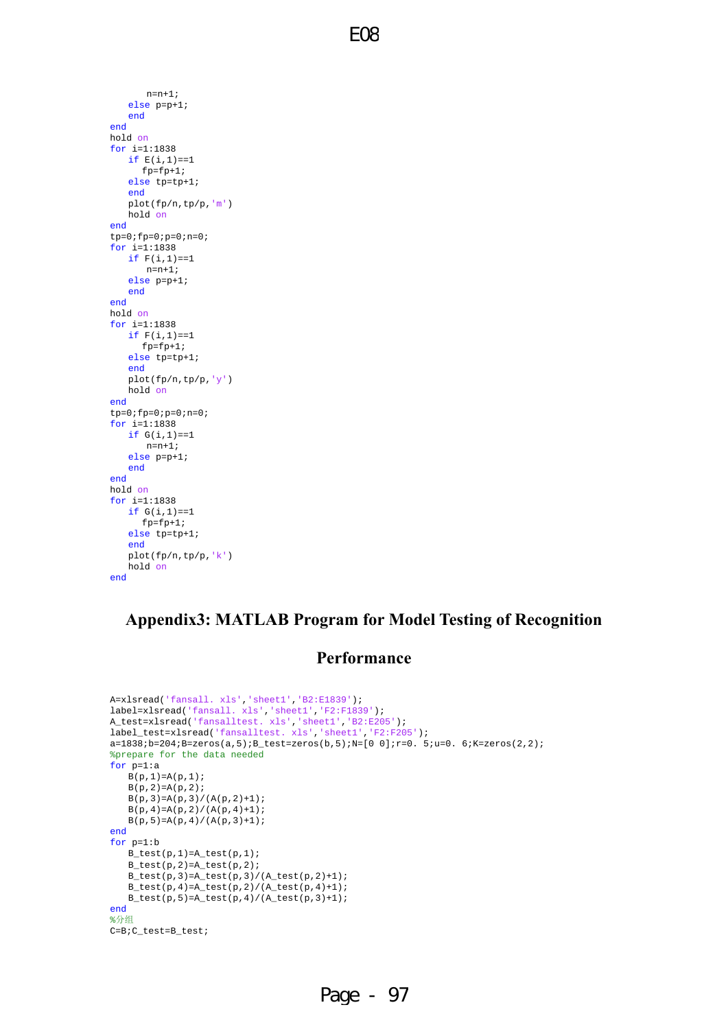```
        n=n+1;
    else p=p+1;
    end
end
hold on
for i=1:1838
    if E(i,1)==1
       fp=fp+1;
    else tp=tp+1;
    end
    plot(fp/n,tp/p,'m')
    hold on
end
tp=0;fp=0;p=0;n=0;
for i=1:1838
    if F(i,1)==1
        n=n+1;
    else p=p+1;
    end
end
hold on
for i=1:1838
    if F(i,1)==1
       fp=fp+1;
    else tp=tp+1;
    end
    plot(fp/n,tp/p,'y')
    hold on
end
tp=0;fp=0;p=0;n=0;
for i=1:1838
    if G(i,1)==1
        n=n+1;
    else p=p+1;
    end
end
hold on
for i=1:1838
    if G(i,1)==1
       fp=fp+1;
    else tp=tp+1;
    end
    plot(fp/n,tp/p,'k')
    hold on
end
```

## Appendix3: MATLAB Program for Model Testing of Recognition Performance

```
A=xlsread('fansall. xls','sheet1','B2:E1839');
label=xlsread('fansall. xls','sheet1','F2:F1839');
A_test=xlsread('fansalltest. xls','sheet1','B2:E205');
label_test=xlsread('fansalltest. xls','sheet1','F2:F205');
a=1838;b=204;B=zeros(a,5);B_test=zeros(b,5);N=[0 0];r=0. 5;u=0. 6;K=zeros(2,2);
%prepare for the data needed
for p=1:a
    B(p,1)=A(p,1);
    B(p,2)=A(p,2);
    B(p,3)=A(p,3)/(A(p,2)+1);
    B(p,4)=A(p,2)/(A(p,4)+1);
    B(p,5)=A(p,4)/(A(p,3)+1);
end
for p=1:b
    B_test(p,1)=A_test(p,1);
    B_test(p,2)=A_test(p,2);
    B_test(p,3)=A_test(p,3)/(A_test(p,2)+1);
    B_test(p,4)=A_test(p,2)/(A_test(p,4)+1);
    B_test(p,5)=A_test(p,4)/(A_test(p,3)+1);
end
%分组
C=B;C_test=B_test;
```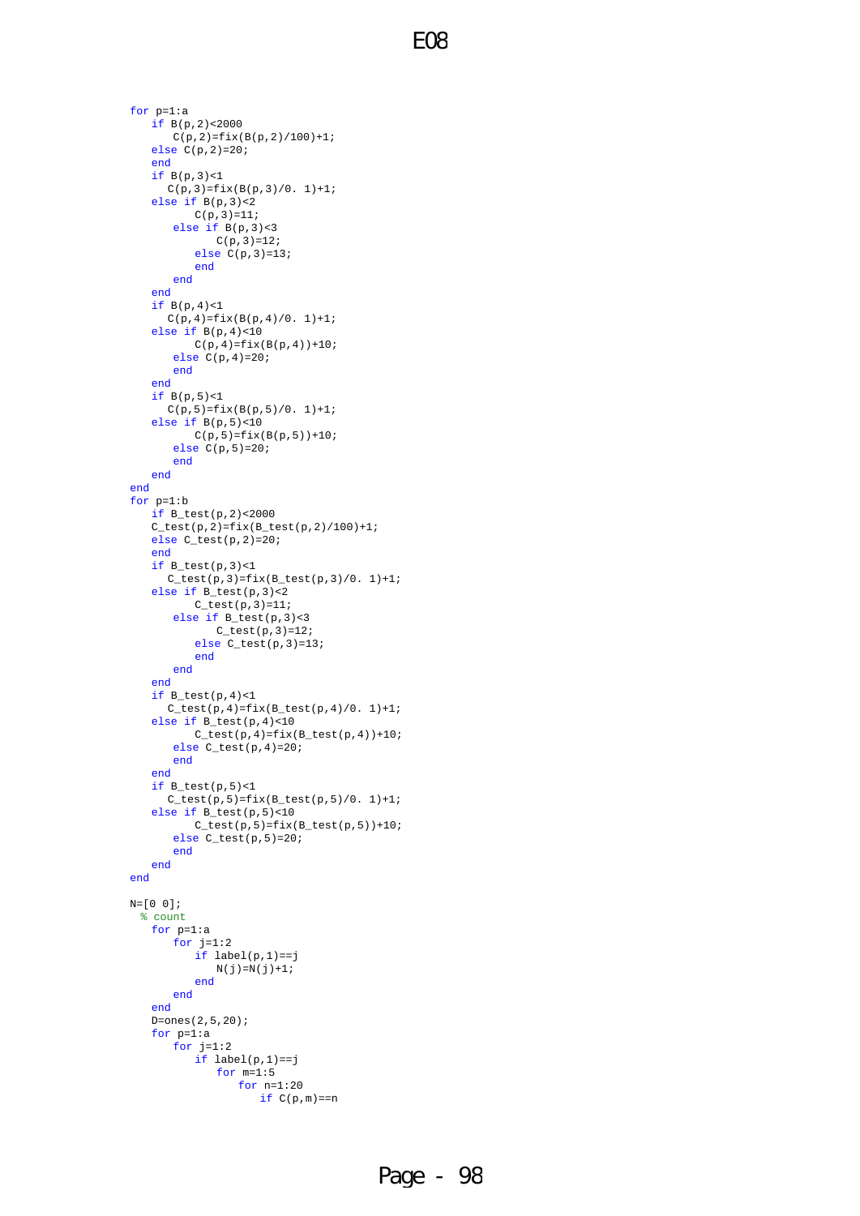```
for p=1:a
    if B(p,2)<2000
        C(p,2)=fix(B(p,2)/100)+1;
    else C(p,2)=20;
    end
    if B(p,3)<1
       C(p,3)=fix(B(p,3)/0. 1)+1;
    else if B(p,3)<2
            C(p,3)=11;
        else if B(p,3)<3
                C(p,3)=12;
            else C(p,3)=13;
            end
        end
    end
    if B(p,4)<1
       C(p,4)=fix(B(p,4)/0. 1)+1;
    else if B(p,4)<10
            C(p,4)=fix(B(p,4))+10;
        else C(p,4)=20;
        end
    end
    if B(p,5)<1
       C(p,5)=fix(B(p,5)/0. 1)+1;
    else if B(p,5)<10
            C(p,5)=fix(B(p,5))+10;
        else C(p,5)=20;
        end
    end
end
for p=1:b
    if B_test(p,2)<2000
    C_test(p,2)=fix(B_test(p,2)/100)+1;
    else C_test(p,2)=20;
    end
    if B_test(p,3)<1
       C_test(p,3)=fix(B_test(p,3)/0. 1)+1;
    else if B_test(p,3)<2
            C_test(p,3)=11;
        else if B_test(p,3)<3
                C_test(p,3)=12;
            else C_test(p,3)=13;
            end
        end
    end
    if B_test(p,4)<1
       C_test(p,4)=fix(B_test(p,4)/0. 1)+1;
    else if B_test(p,4)<10
            C_test(p,4)=fix(B_test(p,4))+10;
        else C_test(p,4)=20;
        end
    end
    if B_test(p,5)<1
       C_test(p,5)=fix(B_test(p,5)/0. 1)+1;
    else if B_test(p,5)<10
            C_test(p,5)=fix(B_test(p,5))+10;
        else C_test(p,5)=20;
        end
    end
end

N=[0 0];
  % count
    for p=1:a
        for j=1:2
            if label(p,1)==j
                N(j)=N(j)+1;
            end
        end
    end
    D=ones(2,5,20);
    for p=1:a
        for j=1:2
            if label(p,1)==j
                for m=1:5
                    for n=1:20
                        if C(p,m)==n
```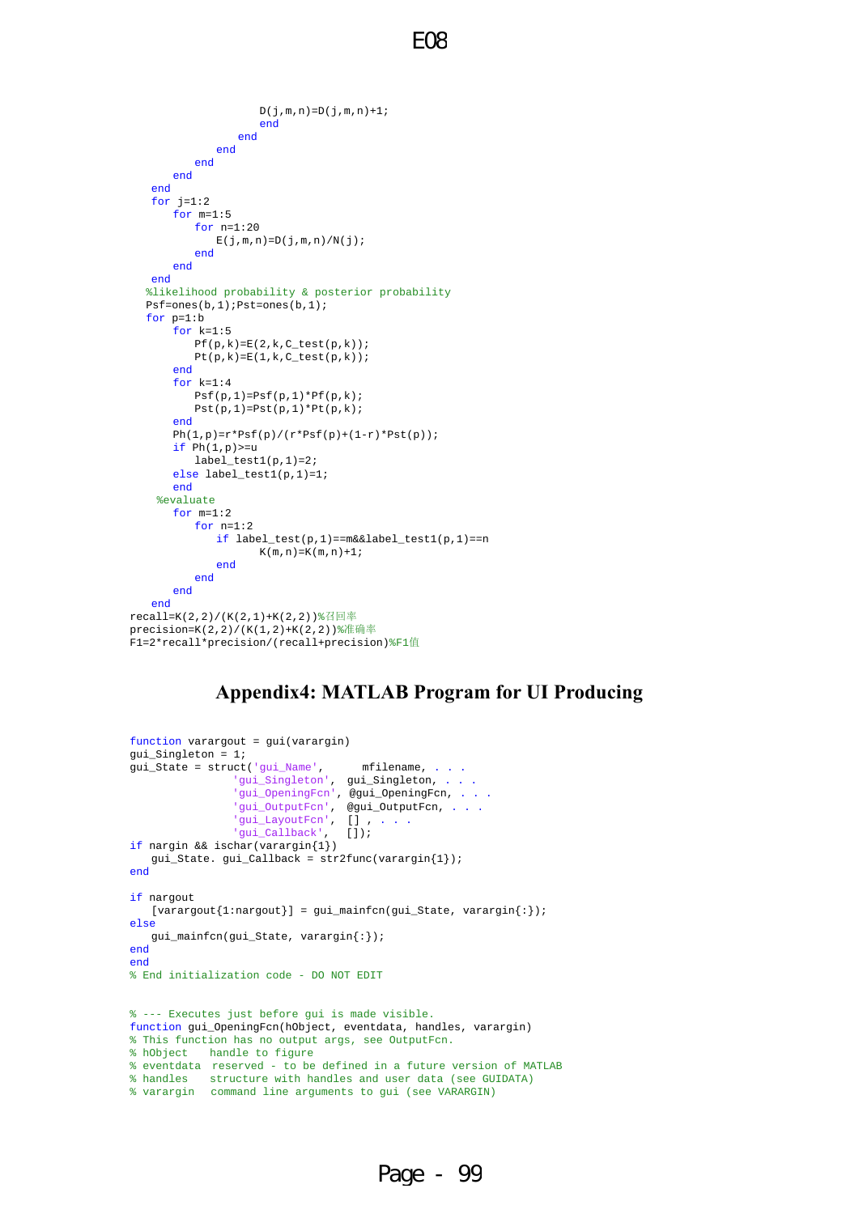```
                    D(j,m,n)=D(j,m,n)+1;
                    end
                end
            end
        end
    end
  end
  for j=1:2
      for m=1:5
          for n=1:20
              E(j,m,n)=D(j,m,n)/N(j);
          end
      end
  end
 %likelihood probability & posterior probability
 Psf=ones(b,1);Pst=ones(b,1);
 for p=1:b
      for k=1:5
          Pf(p,k)=E(2,k,C_test(p,k));
          Pt(p,k)=E(1,k,C_test(p,k));
      end
      for k=1:4
          Psf(p,1)=Psf(p,1)*Pf(p,k);
          Pst(p,1)=Pst(p,1)*Pt(p,k);
      end
      Ph(1,p)=r*Psf(p)/(r*Psf(p)+(1-r)*Pst(p));
      if Ph(1,p)>=u
          label_test1(p,1)=2;
      else label_test1(p,1)=1;
      end
   %evaluate
      for m=1:2
          for n=1:2
              if label_test(p,1)==m&&label_test1(p,1)==n
                    K(m,n)=K(m,n)+1;
              end
          end
      end
  end
recall=K(2,2)/(K(2,1)+K(2,2))%召回率
precision=K(2,2)/(K(1,2)+K(2,2))%准确率
F1=2*recall*precision/(recall+precision)%F1值
```

## Appendix4: MATLAB Program for UI Producing

```
function varargout = gui(varargin)
gui_Singleton = 1;
gui_State = struct('gui_Name',      mfilename, . . .
                'gui_Singleton',  gui_Singleton, . . .
                'gui_OpeningFcn', @gui_OpeningFcn, . . .
                'gui_OutputFcn',  @gui_OutputFcn, . . .
                'gui_LayoutFcn',  [] , . . .
                'gui_Callback',   []);
if nargin && ischar(varargin{1})
   gui_State. gui_Callback = str2func(varargin{1});
end

if nargout
   [varargout{1:nargout}] = gui_mainfcn(gui_State, varargin{:});
else
   gui_mainfcn(gui_State, varargin{:});
end
end
% End initialization code - DO NOT EDIT


% --- Executes just before gui is made visible.
function gui_OpeningFcn(hObject, eventdata, handles, varargin)
% This function has no output args, see OutputFcn.
% hObject    handle to figure
% eventdata  reserved - to be defined in a future version of MATLAB
% handles    structure with handles and user data (see GUIDATA)
% varargin   command line arguments to gui (see VARARGIN)
```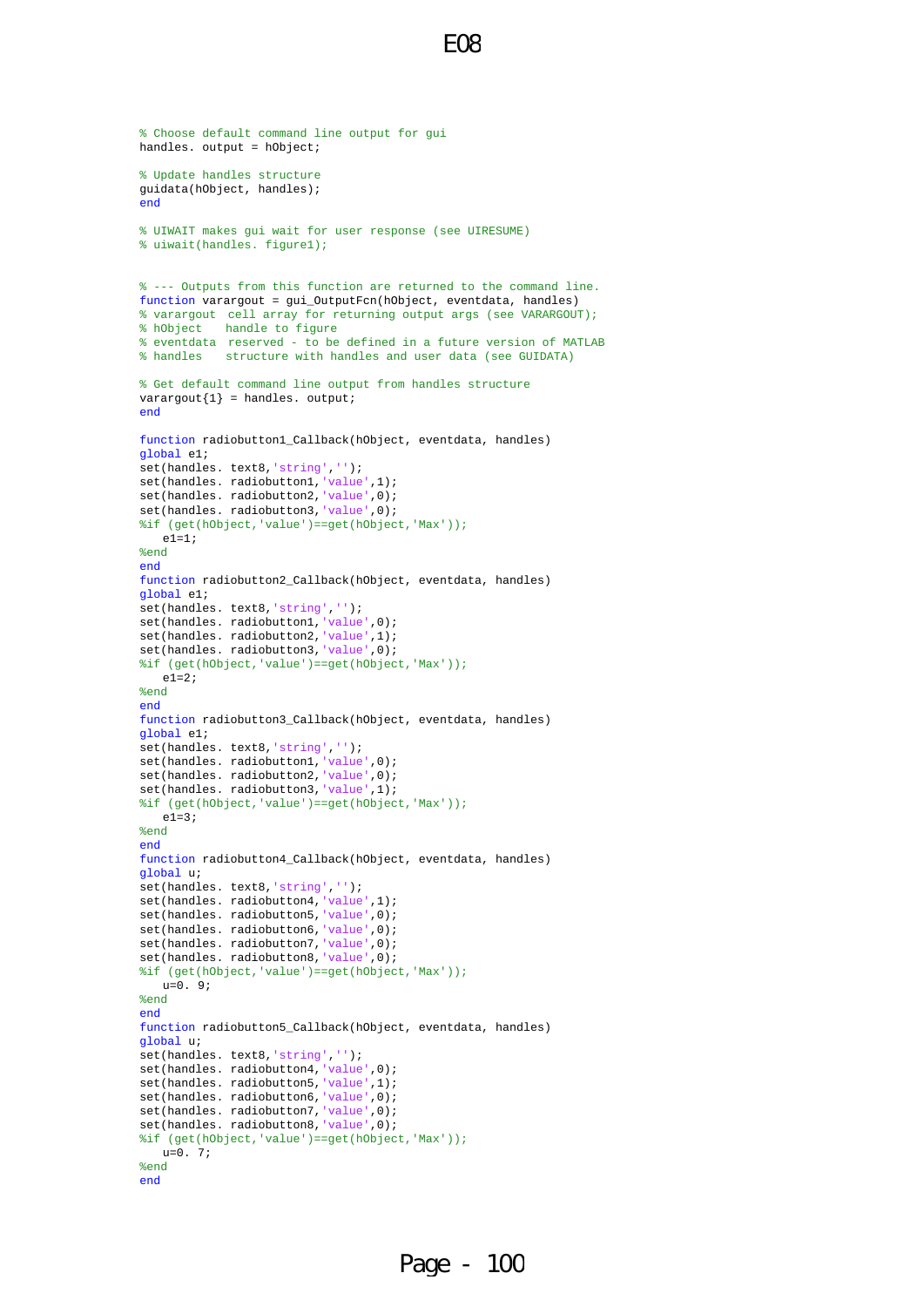```
% Choose default command line output for gui
handles. output = hObject;

% Update handles structure
guidata(hObject, handles);
end

% UIWAIT makes gui wait for user response (see UIRESUME)
% uiwait(handles. figure1);


% --- Outputs from this function are returned to the command line.
function varargout = gui_OutputFcn(hObject, eventdata, handles)
% varargout  cell array for returning output args (see VARARGOUT);
% hObject    handle to figure
% eventdata  reserved - to be defined in a future version of MATLAB
% handles    structure with handles and user data (see GUIDATA)

% Get default command line output from handles structure
varargout{1} = handles. output;
end

function radiobutton1_Callback(hObject, eventdata, handles)
global e1;
set(handles. text8,'string','');
set(handles. radiobutton1,'value',1);
set(handles. radiobutton2,'value',0);
set(handles. radiobutton3,'value',0);
%if (get(hObject,'value')==get(hObject,'Max'));
   e1=1;
%end
end
function radiobutton2_Callback(hObject, eventdata, handles)
global e1;
set(handles. text8,'string','');
set(handles. radiobutton1,'value',0);
set(handles. radiobutton2,'value',1);
set(handles. radiobutton3,'value',0);
%if (get(hObject,'value')==get(hObject,'Max'));
   e1=2;
%end
end
function radiobutton3_Callback(hObject, eventdata, handles)
global e1;
set(handles. text8,'string','');
set(handles. radiobutton1,'value',0);
set(handles. radiobutton2,'value',0);
set(handles. radiobutton3,'value',1);
%if (get(hObject,'value')==get(hObject,'Max'));
   e1=3;
%end
end
function radiobutton4_Callback(hObject, eventdata, handles)
global u;
set(handles. text8,'string','');
set(handles. radiobutton4,'value',1);
set(handles. radiobutton5,'value',0);
set(handles. radiobutton6,'value',0);
set(handles. radiobutton7,'value',0);
set(handles. radiobutton8,'value',0);
%if (get(hObject,'value')==get(hObject,'Max'));
   u=0. 9;
%end
end
function radiobutton5_Callback(hObject, eventdata, handles)
global u;
set(handles. text8,'string','');
set(handles. radiobutton4,'value',0);
set(handles. radiobutton5,'value',1);
set(handles. radiobutton6,'value',0);
set(handles. radiobutton7,'value',0);
set(handles. radiobutton8,'value',0);
%if (get(hObject,'value')==get(hObject,'Max'));
   u=0. 7;
%end
end
```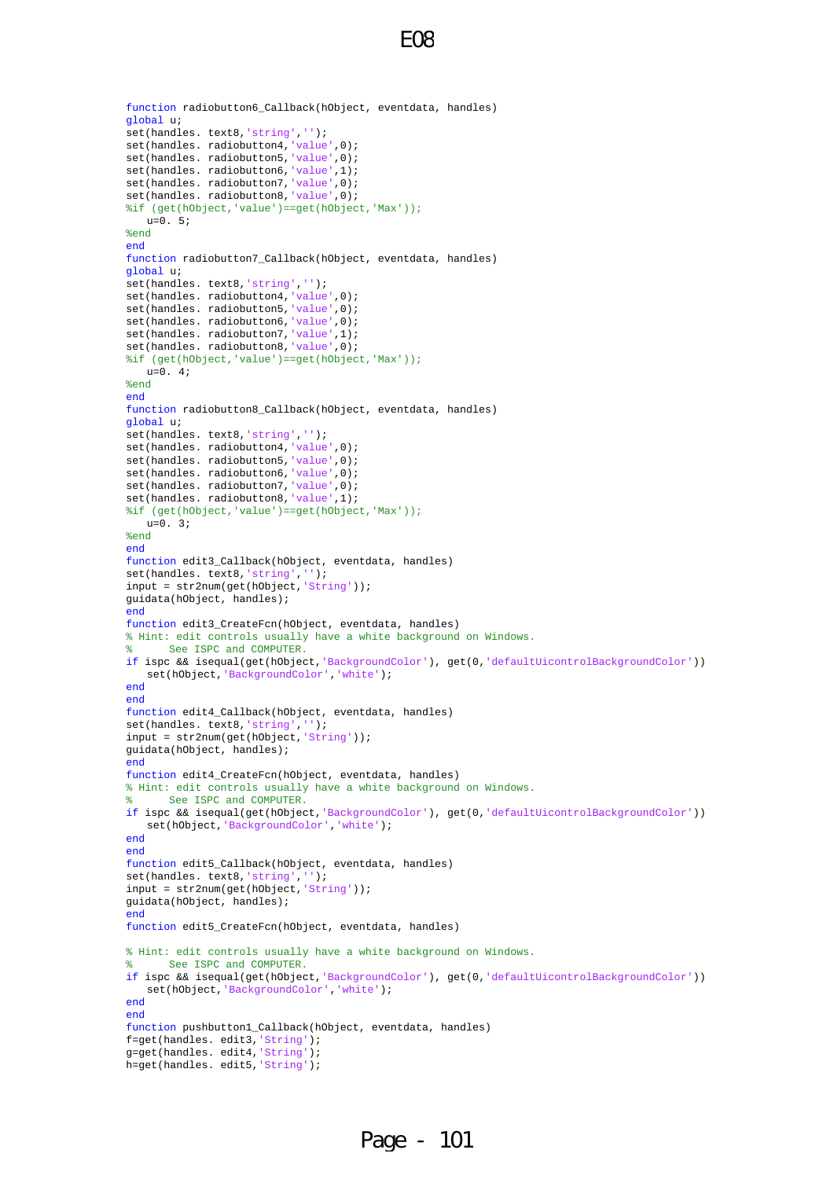```
function radiobutton6_Callback(hObject, eventdata, handles)
global u;
set(handles. text8,'string','');
set(handles. radiobutton4,'value',0);
set(handles. radiobutton5,'value',0);
set(handles. radiobutton6,'value',1);
set(handles. radiobutton7,'value',0);
set(handles. radiobutton8,'value',0);
%if (get(hObject,'value')==get(hObject,'Max'));
   u=0. 5;
%end
end
function radiobutton7_Callback(hObject, eventdata, handles)
global u;
set(handles. text8,'string','');
set(handles. radiobutton4,'value',0);
set(handles. radiobutton5,'value',0);
set(handles. radiobutton6,'value',0);
set(handles. radiobutton7,'value',1);
set(handles. radiobutton8,'value',0);
%if (get(hObject,'value')==get(hObject,'Max'));
   u=0. 4;
%end
end
function radiobutton8_Callback(hObject, eventdata, handles)
global u;
set(handles. text8,'string','');
set(handles. radiobutton4,'value',0);
set(handles. radiobutton5,'value',0);
set(handles. radiobutton6,'value',0);
set(handles. radiobutton7,'value',0);
set(handles. radiobutton8,'value',1);
%if (get(hObject,'value')==get(hObject,'Max'));
   u=0. 3;
%end
end
function edit3_Callback(hObject, eventdata, handles)
set(handles. text8,'string','');
input = str2num(get(hObject,'String'));
guidata(hObject, handles);
end
function edit3_CreateFcn(hObject, eventdata, handles)
% Hint: edit controls usually have a white background on Windows.
%      See ISPC and COMPUTER.
if ispc && isequal(get(hObject,'BackgroundColor'), get(0,'defaultUicontrolBackgroundColor'))
   set(hObject,'BackgroundColor','white');
end
end
function edit4_Callback(hObject, eventdata, handles)
set(handles. text8,'string','');
input = str2num(get(hObject,'String'));
guidata(hObject, handles);
end
function edit4_CreateFcn(hObject, eventdata, handles)
% Hint: edit controls usually have a white background on Windows.
%      See ISPC and COMPUTER.
if ispc && isequal(get(hObject,'BackgroundColor'), get(0,'defaultUicontrolBackgroundColor'))
   set(hObject,'BackgroundColor','white');
end
end
function edit5_Callback(hObject, eventdata, handles)
set(handles. text8,'string','');
input = str2num(get(hObject,'String'));
guidata(hObject, handles);
end
function edit5_CreateFcn(hObject, eventdata, handles)

% Hint: edit controls usually have a white background on Windows.
%      See ISPC and COMPUTER.
if ispc && isequal(get(hObject,'BackgroundColor'), get(0,'defaultUicontrolBackgroundColor'))
   set(hObject,'BackgroundColor','white');
end
end
function pushbutton1_Callback(hObject, eventdata, handles)
f=get(handles. edit3,'String');
g=get(handles. edit4,'String');
h=get(handles. edit5,'String');
```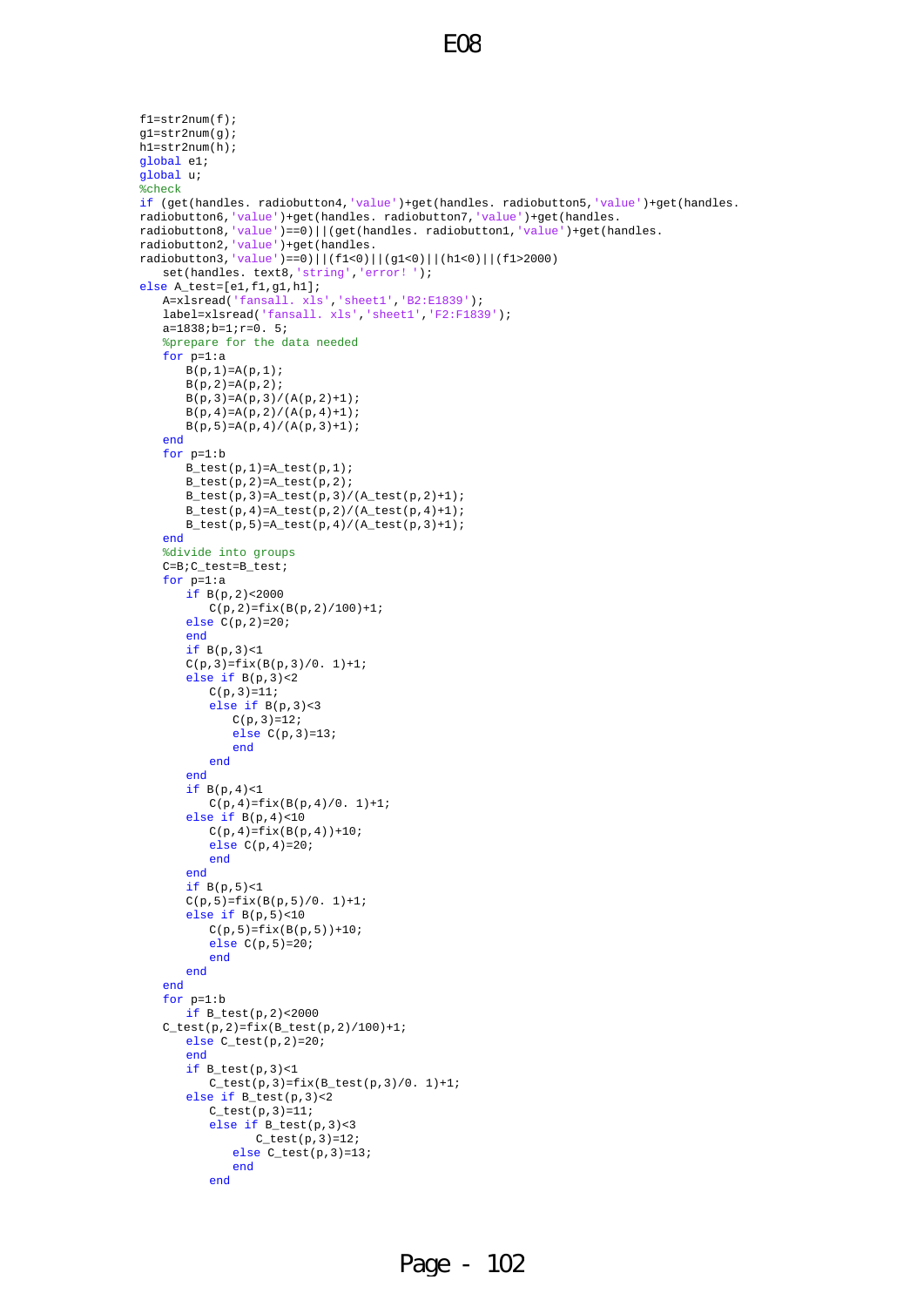```
f1=str2num(f);
g1=str2num(g);
h1=str2num(h);
global e1;
global u;
%check
if (get(handles. radiobutton4,'value')+get(handles. radiobutton5,'value')+get(handles.
radiobutton6,'value')+get(handles. radiobutton7,'value')+get(handles.
radiobutton8,'value')==0)||(get(handles. radiobutton1,'value')+get(handles.
radiobutton2,'value')+get(handles.
radiobutton3,'value')==0)||(f1<0)||(g1<0)||(h1<0)||(f1>2000)
   set(handles. text8,'string','error! ');
else A_test=[e1,f1,g1,h1];
   A=xlsread('fansall. xls','sheet1','B2:E1839');
   label=xlsread('fansall. xls','sheet1','F2:F1839');
   a=1838;b=1;r=0. 5;
   %prepare for the data needed
   for p=1:a
      B(p,1)=A(p,1);
      B(p,2)=A(p,2);
      B(p,3)=A(p,3)/(A(p,2)+1);
      B(p,4)=A(p,2)/(A(p,4)+1);
      B(p,5)=A(p,4)/(A(p,3)+1);
   end
   for p=1:b
      B_test(p,1)=A_test(p,1);
      B_test(p,2)=A_test(p,2);
      B_test(p,3)=A_test(p,3)/(A_test(p,2)+1);
      B_test(p,4)=A_test(p,2)/(A_test(p,4)+1);
      B_test(p,5)=A_test(p,4)/(A_test(p,3)+1);
   end
   %divide into groups
   C=B;C_test=B_test;
   for p=1:a
      if B(p,2)<2000
         C(p,2)=fix(B(p,2)/100)+1;
      else C(p,2)=20;
      end
      if B(p,3)<1
      C(p,3)=fix(B(p,3)/0. 1)+1;
      else if B(p,3)<2
         C(p,3)=11;
         else if B(p,3)<3
            C(p,3)=12;
            else C(p,3)=13;
            end
         end
      end
      if B(p,4)<1
         C(p,4)=fix(B(p,4)/0. 1)+1;
      else if B(p,4)<10
         C(p,4)=fix(B(p,4))+10;
         else C(p,4)=20;
         end
      end
      if B(p,5)<1
      C(p,5)=fix(B(p,5)/0. 1)+1;
      else if B(p,5)<10
         C(p,5)=fix(B(p,5))+10;
         else C(p,5)=20;
         end
      end
   end
   for p=1:b
      if B_test(p,2)<2000
   C_test(p,2)=fix(B_test(p,2)/100)+1;
      else C_test(p,2)=20;
      end
      if B_test(p,3)<1
         C_test(p,3)=fix(B_test(p,3)/0. 1)+1;
      else if B_test(p,3)<2
         C_test(p,3)=11;
         else if B_test(p,3)<3
               C_test(p,3)=12;
            else C_test(p,3)=13;
            end
         end
```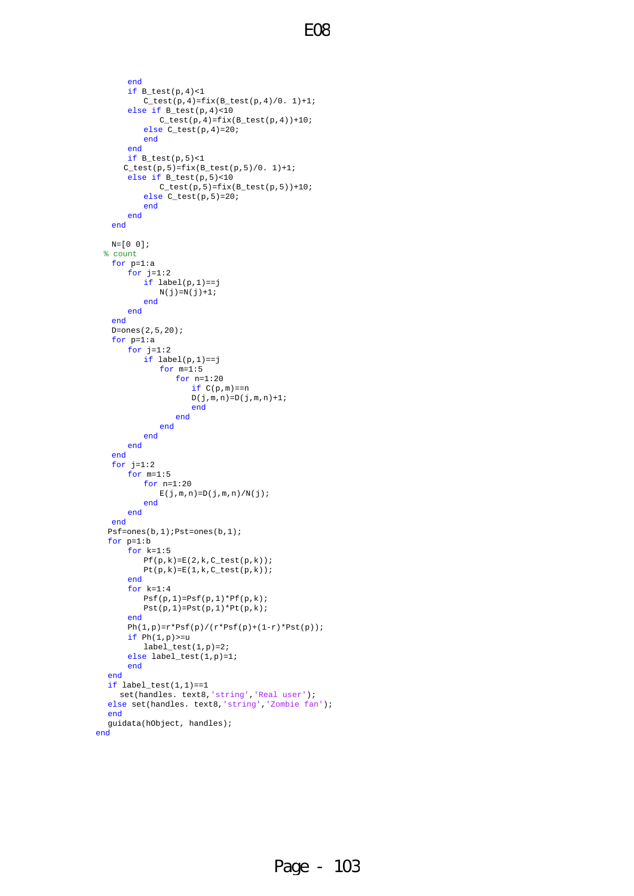```
        end
        if B_test(p,4)<1
            C_test(p,4)=fix(B_test(p,4)/0. 1)+1;
        else if B_test(p,4)<10
                C_test(p,4)=fix(B_test(p,4))+10;
            else C_test(p,4)=20;
            end
        end
        if B_test(p,5)<1
       C_test(p,5)=fix(B_test(p,5)/0. 1)+1;
        else if B_test(p,5)<10
                C_test(p,5)=fix(B_test(p,5))+10;
            else C_test(p,5)=20;
            end
        end
    end

    N=[0 0];
  % count
    for p=1:a
        for j=1:2
            if label(p,1)==j
                N(j)=N(j)+1;
            end
        end
    end
    D=ones(2,5,20);
    for p=1:a
        for j=1:2
            if label(p,1)==j
                for m=1:5
                    for n=1:20
                        if C(p,m)==n
                        D(j,m,n)=D(j,m,n)+1;
                        end
                    end
                end
            end
        end
    end
    for j=1:2
        for m=1:5
            for n=1:20
                E(j,m,n)=D(j,m,n)/N(j);
            end
        end
    end
   Psf=ones(b,1);Pst=ones(b,1);
   for p=1:b
       for k=1:5
           Pf(p,k)=E(2,k,C_test(p,k));
           Pt(p,k)=E(1,k,C_test(p,k));
       end
       for k=1:4
           Psf(p,1)=Psf(p,1)*Pf(p,k);
           Pst(p,1)=Pst(p,1)*Pt(p,k);
       end
       Ph(1,p)=r*Psf(p)/(r*Psf(p)+(1-r)*Pst(p));
       if Ph(1,p)>=u
           label_test(1,p)=2;
       else label_test(1,p)=1;
       end
   end
   if label_test(1,1)==1
      set(handles. text8,'string','Real user');
   else set(handles. text8,'string','Zombie fan');
   end
   guidata(hObject, handles);
end
```